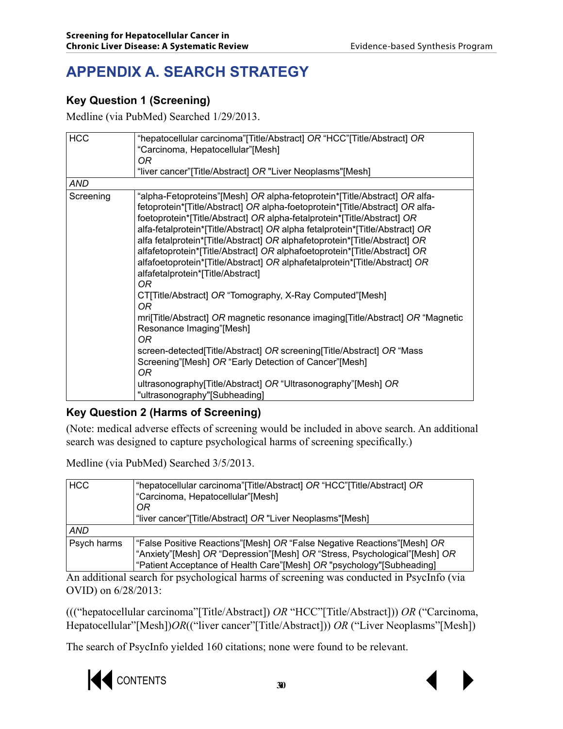# APPENDIX A. SEARCH STRATEGY

### Key Question 1 (Screening)

Medline (via PubMed) Searched 1/29/2013.

| HCC | "hepatocellular carcinoma"[Title/Abstract] *OR* "HCC"[Title/Abstract] *OR* "Carcinoma, Hepatocellular"[Mesh] *OR* "liver cancer"[Title/Abstract] *OR* "Liver Neoplasms"[Mesh] |
|---|---|
| *AND* | |
| Screening | "alpha-Fetoproteins"[Mesh] *OR* alpha-fetoprotein*[Title/Abstract] *OR* alfa-fetoprotein*[Title/Abstract] *OR* alpha-foetoprotein*[Title/Abstract] *OR* alfa-foetoprotein*[Title/Abstract] *OR* alpha-fetalprotein*[Title/Abstract] *OR* alfa-fetalprotein*[Title/Abstract] *OR* alpha fetalprotein*[Title/Abstract] *OR* alfa fetalprotein*[Title/Abstract] *OR* alphafetoprotein*[Title/Abstract] *OR* alfafetoprotein*[Title/Abstract] *OR* alphafoetoprotein*[Title/Abstract] *OR* alfafoetoprotein*[Title/Abstract] *OR* alphafetalprotein*[Title/Abstract] *OR* alfafetalprotein*[Title/Abstract] *OR* CT[Title/Abstract] *OR* "Tomography, X-Ray Computed"[Mesh] *OR* mri[Title/Abstract] *OR* magnetic resonance imaging[Title/Abstract] *OR* "Magnetic Resonance Imaging"[Mesh] *OR* screen-detected[Title/Abstract] *OR* screening[Title/Abstract] *OR* "Mass Screening"[Mesh] *OR* "Early Detection of Cancer"[Mesh] *OR* ultrasonography[Title/Abstract] *OR* "Ultrasonography"[Mesh] *OR* "ultrasonography"[Subheading] |

### Key Question 2 (Harms of Screening)

(Note: medical adverse effects of screening would be included in above search. An additional search was designed to capture psychological harms of screening specifically.)

Medline (via PubMed) Searched 3/5/2013.

| HCC | "hepatocellular carcinoma"[Title/Abstract] *OR* "HCC"[Title/Abstract] *OR* "Carcinoma, Hepatocellular"[Mesh] *OR* "liver cancer"[Title/Abstract] *OR* "Liver Neoplasms"[Mesh] |
|---|---|
| *AND* | |
| Psych harms | "False Positive Reactions"[Mesh] *OR* "False Negative Reactions"[Mesh] *OR* "Anxiety"[Mesh] *OR* "Depression"[Mesh] *OR* "Stress, Psychological"[Mesh] *OR* "Patient Acceptance of Health Care"[Mesh] *OR* "psychology"[Subheading] |

An additional search for psychological harms of screening was conducted in PsycInfo (via OVID) on 6/28/2013:

((("hepatocellular carcinoma"[Title/Abstract]) *OR* "HCC"[Title/Abstract])) *OR* ("Carcinoma, Hepatocellular"[Mesh])*OR*(("liver cancer"[Title/Abstract])) *OR* ("Liver Neoplasms"[Mesh])

The search of PsycInfo yielded 160 citations; none were found to be relevant.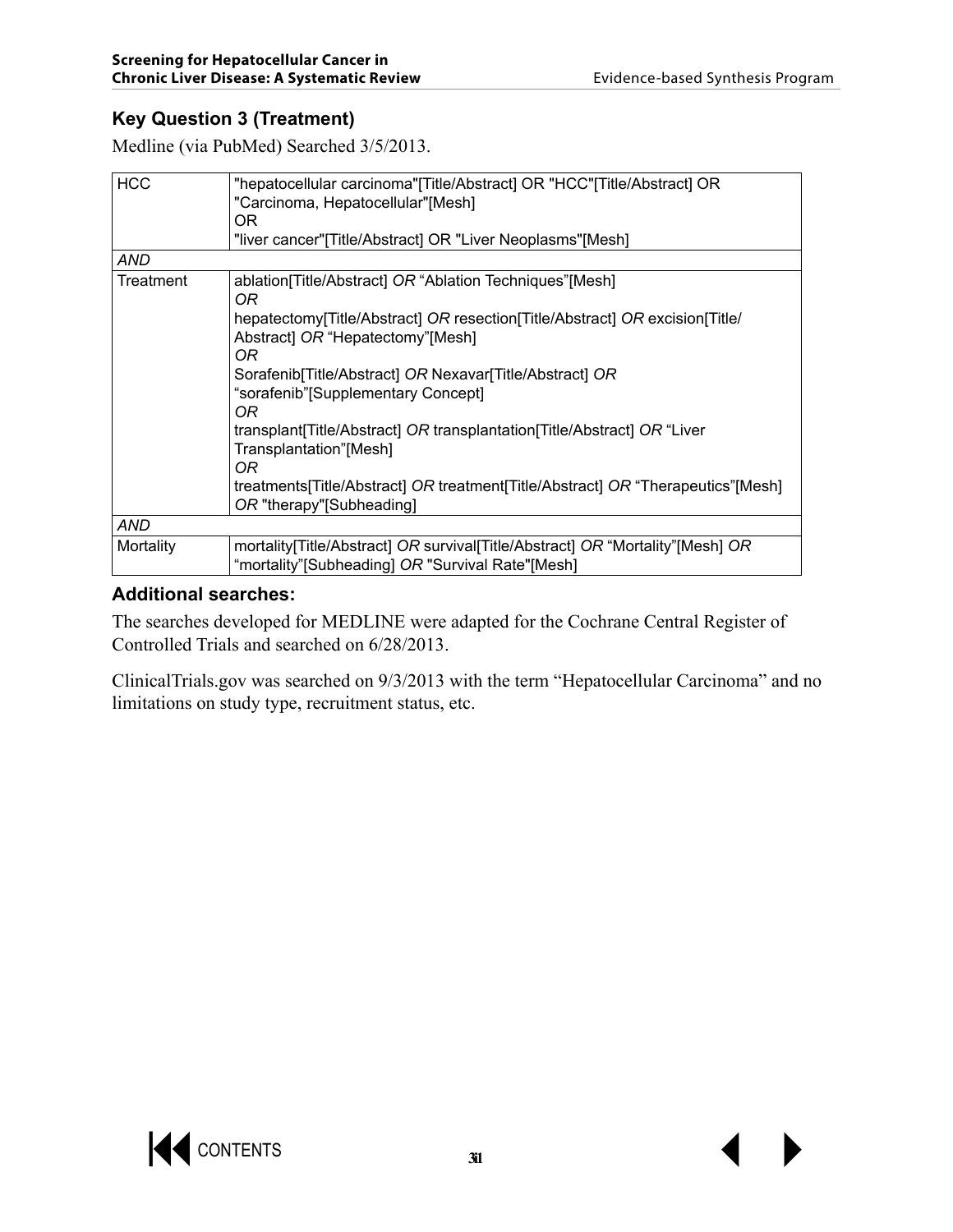## Key Question 3 (Treatment)

Medline (via PubMed) Searched 3/5/2013.

| HCC | "hepatocellular carcinoma"[Title/Abstract] OR "HCC"[Title/Abstract] OR "Carcinoma, Hepatocellular"[Mesh]<br>OR<br>"liver cancer"[Title/Abstract] OR "Liver Neoplasms"[Mesh] |
|---|---|
| *AND* | |
| Treatment | ablation[Title/Abstract] *OR* "Ablation Techniques"[Mesh]<br>*OR*<br>hepatectomy[Title/Abstract] *OR* resection[Title/Abstract] *OR* excision[Title/Abstract] *OR* "Hepatectomy"[Mesh]<br>*OR*<br>Sorafenib[Title/Abstract] *OR* Nexavar[Title/Abstract] *OR* "sorafenib"[Supplementary Concept]<br>*OR*<br>transplant[Title/Abstract] *OR* transplantation[Title/Abstract] *OR* "Liver Transplantation"[Mesh]<br>*OR*<br>treatments[Title/Abstract] *OR* treatment[Title/Abstract] *OR* "Therapeutics"[Mesh] *OR* "therapy"[Subheading] |
| *AND* | |
| Mortality | mortality[Title/Abstract] *OR* survival[Title/Abstract] *OR* "Mortality"[Mesh] *OR* "mortality"[Subheading] *OR* "Survival Rate"[Mesh] |

### Additional searches:

The searches developed for MEDLINE were adapted for the Cochrane Central Register of Controlled Trials and searched on 6/28/2013.

ClinicalTrials.gov was searched on 9/3/2013 with the term "Hepatocellular Carcinoma" and no limitations on study type, recruitment status, etc.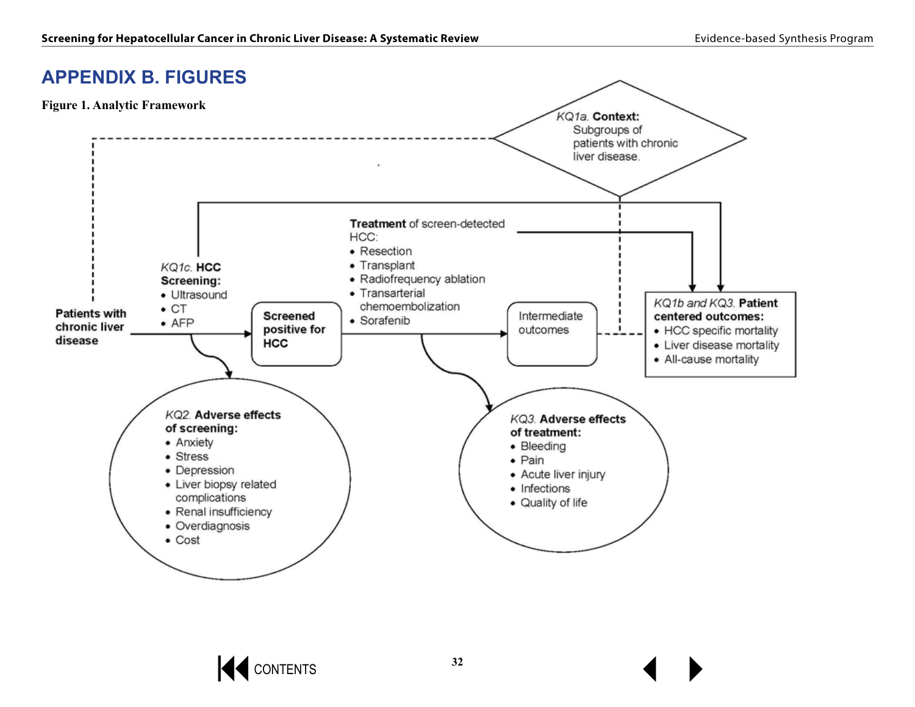# APPENDIX B. FIGURES

**Figure 1. Analytic Framework**

*KQ1a.* **Context:**
Subgroups of patients with chronic liver disease.

**Patients with chronic liver disease**

*KQ1c.* **HCC Screening:**
- Ultrasound
- CT
- AFP

**Screened positive for HCC**

**Treatment** of screen-detected HCC:
- Resection
- Transplant
- Radiofrequency ablation
- Transarterial chemoembolization
- Sorafenib

Intermediate outcomes

*KQ1b and KQ3.* **Patient centered outcomes:**
- HCC specific mortality
- Liver disease mortality
- All-cause mortality

*KQ2.* **Adverse effects of screening:**
- Anxiety
- Stress
- Depression
- Liver biopsy related complications
- Renal insufficiency
- Overdiagnosis
- Cost

*KQ3.* **Adverse effects of treatment:**
- Bleeding
- Pain
- Acute liver injury
- Infections
- Quality of life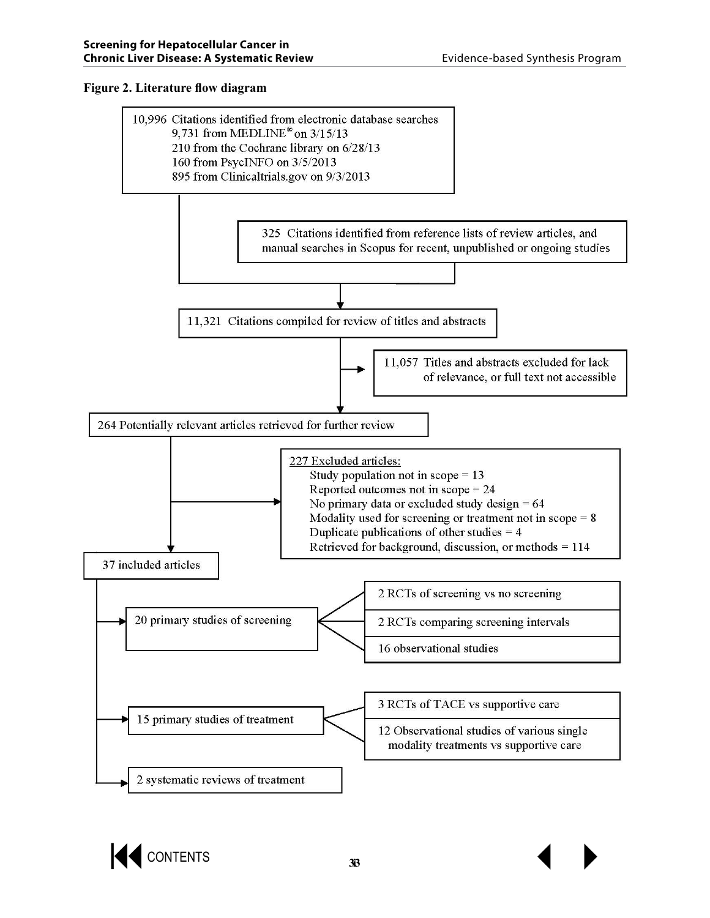**Figure 2. Literature flow diagram**

10,996 Citations identified from electronic database searches
- 9,731 from MEDLINE® on 3/15/13
- 210 from the Cochrane library on 6/28/13
- 160 from PsycINFO on 3/5/2013
- 895 from Clinicaltrials.gov on 9/3/2013

325 Citations identified from reference lists of review articles, and manual searches in Scopus for recent, unpublished or ongoing studies

11,321 Citations compiled for review of titles and abstracts

11,057 Titles and abstracts excluded for lack of relevance, or full text not accessible

264 Potentially relevant articles retrieved for further review

227 Excluded articles:
- Study population not in scope = 13
- Reported outcomes not in scope = 24
- No primary data or excluded study design = 64
- Modality used for screening or treatment not in scope = 8
- Duplicate publications of other studies = 4
- Retrieved for background, discussion, or methods = 114

37 included articles

- 20 primary studies of screening
  - 2 RCTs of screening vs no screening
  - 2 RCTs comparing screening intervals
  - 16 observational studies
- 15 primary studies of treatment
  - 3 RCTs of TACE vs supportive care
  - 12 Observational studies of various single modality treatments vs supportive care
- 2 systematic reviews of treatment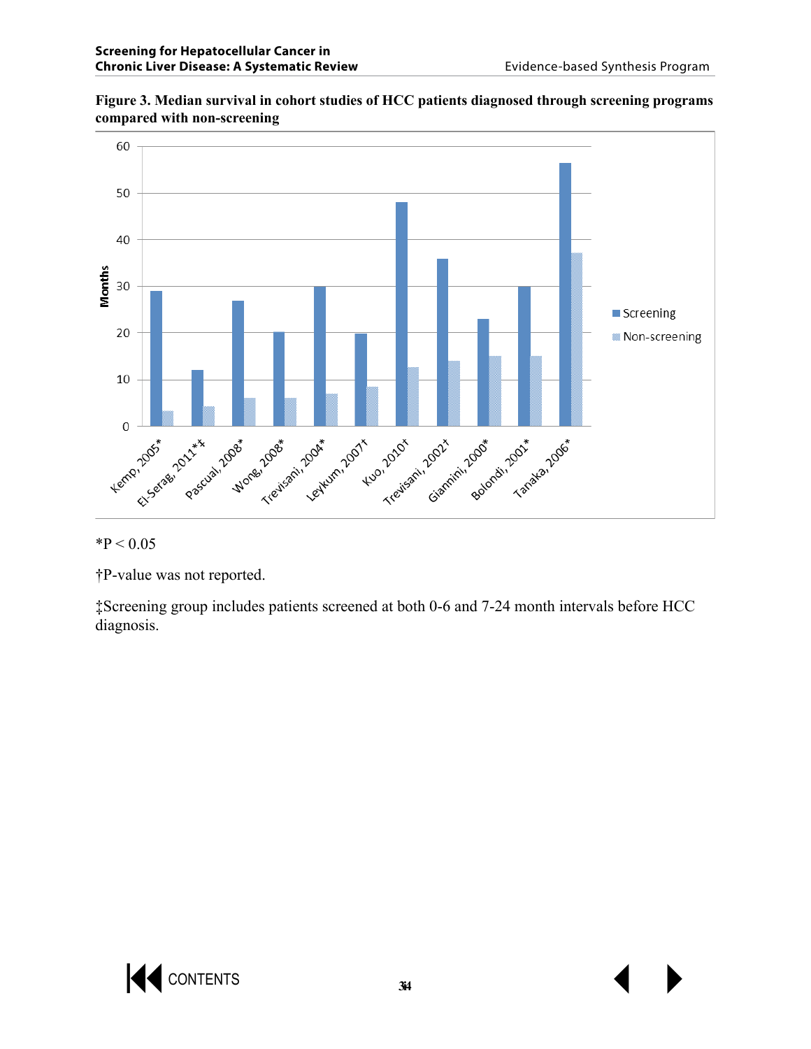**Figure 3. Median survival in cohort studies of HCC patients diagnosed through screening programs compared with non-screening**

*P < 0.05

†P-value was not reported.

‡Screening group includes patients screened at both 0-6 and 7-24 month intervals before HCC diagnosis.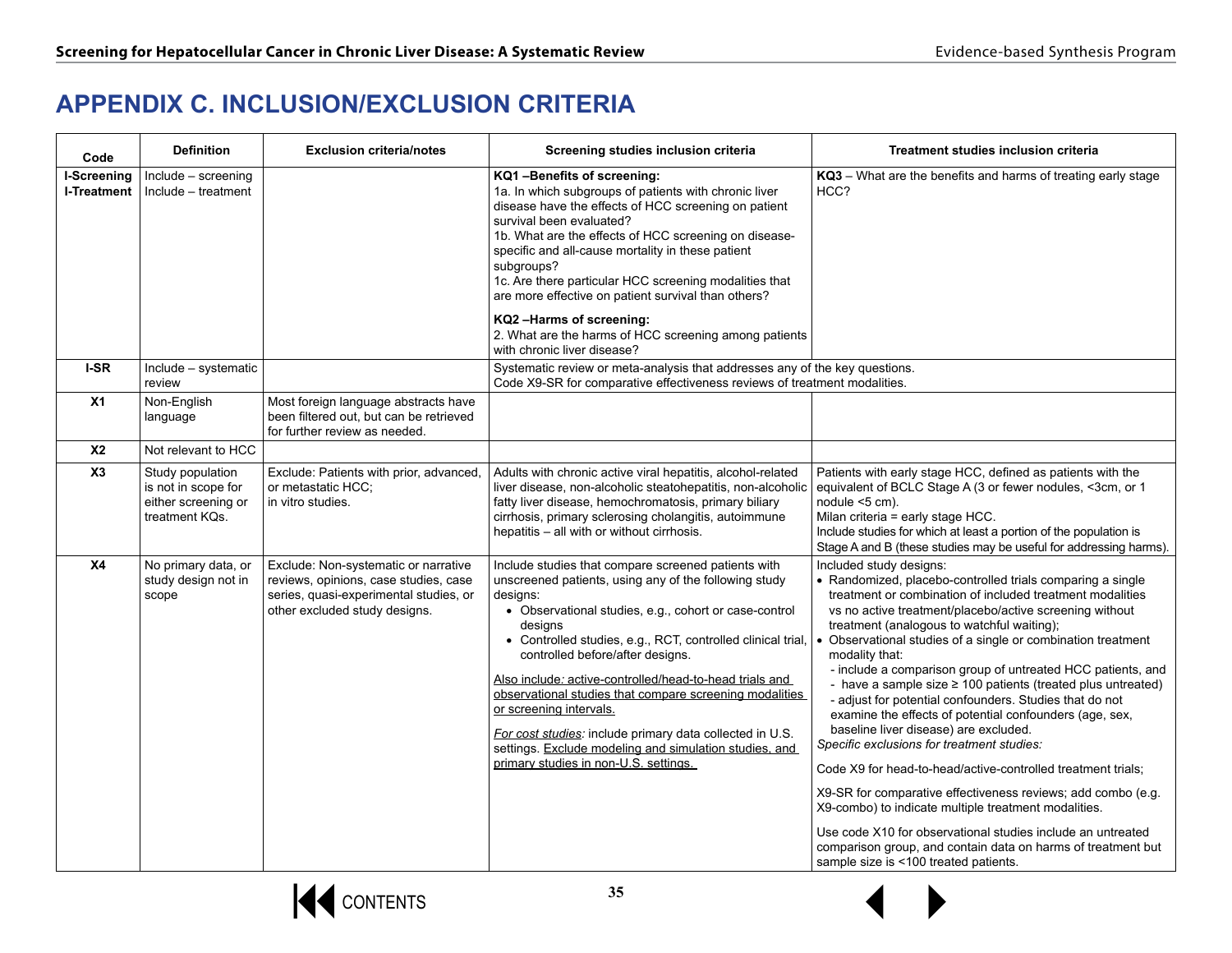# APPENDIX C. INCLUSION/EXCLUSION CRITERIA

| Code | Definition | Exclusion criteria/notes | Screening studies inclusion criteria | Treatment studies inclusion criteria |
|---|---|---|---|---|
| **I-Screening** **I-Treatment** | Include – screening Include – treatment | | **KQ1 –Benefits of screening:** 1a. In which subgroups of patients with chronic liver disease have the effects of HCC screening on patient survival been evaluated? 1b. What are the effects of HCC screening on disease-specific and all-cause mortality in these patient subgroups? 1c. Are there particular HCC screening modalities that are more effective on patient survival than others? **KQ2 –Harms of screening:** 2. What are the harms of HCC screening among patients with chronic liver disease? | **KQ3** – What are the benefits and harms of treating early stage HCC? |
| **I-SR** | Include – systematic review | | Systematic review or meta-analysis that addresses any of the key questions. Code X9-SR for comparative effectiveness reviews of treatment modalities. | |
| **X1** | Non-English language | Most foreign language abstracts have been filtered out, but can be retrieved for further review as needed. | | |
| **X2** | Not relevant to HCC | | | |
| **X3** | Study population is not in scope for either screening or treatment KQs. | Exclude: Patients with prior, advanced, or metastatic HCC; in vitro studies. | Adults with chronic active viral hepatitis, alcohol-related liver disease, non-alcoholic steatohepatitis, non-alcoholic fatty liver disease, hemochromatosis, primary biliary cirrhosis, primary sclerosing cholangitis, autoimmune hepatitis – all with or without cirrhosis. | Patients with early stage HCC, defined as patients with the equivalent of BCLC Stage A (3 or fewer nodules, <3cm, or 1 nodule <5 cm). Milan criteria = early stage HCC. Include studies for which at least a portion of the population is Stage A and B (these studies may be useful for addressing harms). |
| **X4** | No primary data, or study design not in scope | Exclude: Non-systematic or narrative reviews, opinions, case studies, case series, quasi-experimental studies, or other excluded study designs. | Include studies that compare screened patients with unscreened patients, using any of the following study designs: <br>• Observational studies, e.g., cohort or case-control designs <br>• Controlled studies, e.g., RCT, controlled clinical trial, controlled before/after designs. <br><br>Also include*:* active-controlled/head-to-head trials and observational studies that compare screening modalities or screening intervals. <br><br>*For cost studies*: include primary data collected in U.S. settings. Exclude modeling and simulation studies, and primary studies in non-U.S. settings. | Included study designs: <br>• Randomized, placebo-controlled trials comparing a single treatment or combination of included treatment modalities vs no active treatment/placebo/active screening without treatment (analogous to watchful waiting); <br>• Observational studies of a single or combination treatment modality that: <br>- include a comparison group of untreated HCC patients, and <br>- have a sample size ≥ 100 patients (treated plus untreated) <br>- adjust for potential confounders. Studies that do not examine the effects of potential confounders (age, sex, baseline liver disease) are excluded. <br>*Specific exclusions for treatment studies:* <br><br>Code X9 for head-to-head/active-controlled treatment trials; <br><br>X9-SR for comparative effectiveness reviews; add combo (e.g. X9-combo) to indicate multiple treatment modalities. <br><br>Use code X10 for observational studies include an untreated comparison group, and contain data on harms of treatment but sample size is <100 treated patients. |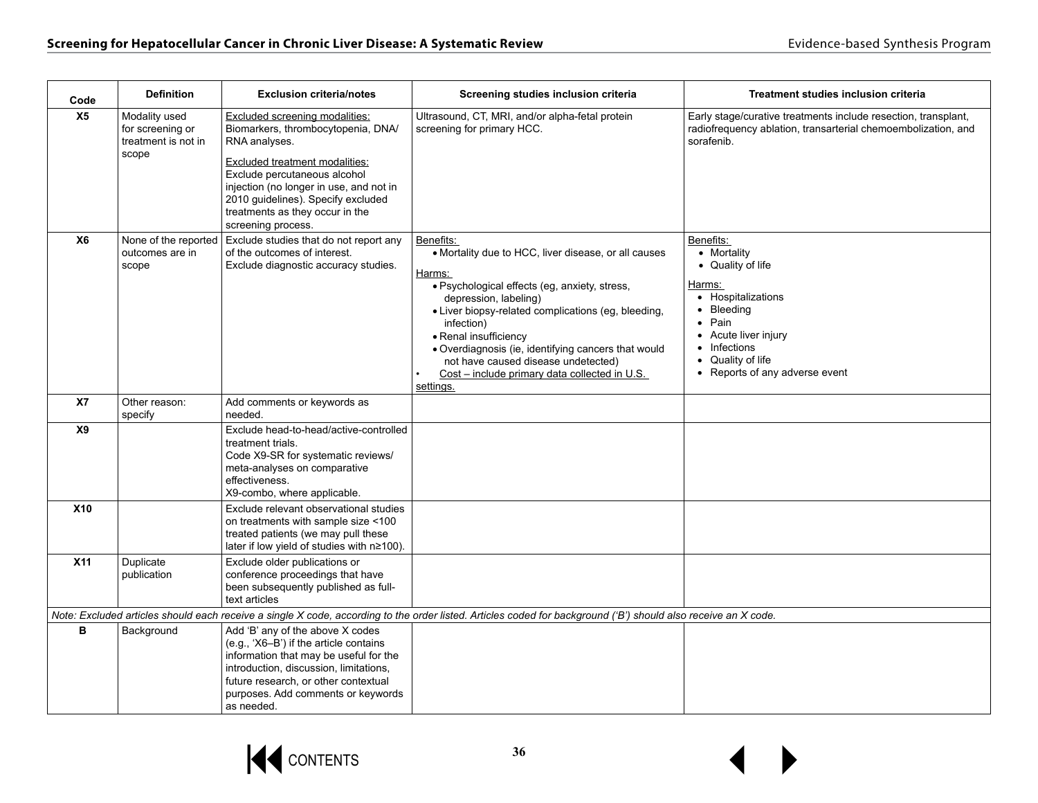| Code | Definition | Exclusion criteria/notes | Screening studies inclusion criteria | Treatment studies inclusion criteria |
| --- | --- | --- | --- | --- |
| **X5** | Modality used for screening or treatment is not in scope | Excluded screening modalities: Biomarkers, thrombocytopenia, DNA/RNA analyses.<br><br>Excluded treatment modalities: Exclude percutaneous alcohol injection (no longer in use, and not in 2010 guidelines). Specify excluded treatments as they occur in the screening process. | Ultrasound, CT, MRI, and/or alpha-fetal protein screening for primary HCC. | Early stage/curative treatments include resection, transplant, radiofrequency ablation, transarterial chemoembolization, and sorafenib. |
| **X6** | None of the reported outcomes are in scope | Exclude studies that do not report any of the outcomes of interest.<br>Exclude diagnostic accuracy studies. | Benefits:<br>• Mortality due to HCC, liver disease, or all causes<br><br>Harms:<br>• Psychological effects (eg, anxiety, stress, depression, labeling)<br>• Liver biopsy-related complications (eg, bleeding, infection)<br>• Renal insufficiency<br>• Overdiagnosis (ie, identifying cancers that would not have caused disease undetected)<br>• Cost – include primary data collected in U.S. settings. | Benefits:<br>• Mortality<br>• Quality of life<br><br>Harms:<br>• Hospitalizations<br>• Bleeding<br>• Pain<br>• Acute liver injury<br>• Infections<br>• Quality of life<br>• Reports of any adverse event |
| **X7** | Other reason: specify | Add comments or keywords as needed. | | |
| **X9** | | Exclude head-to-head/active-controlled treatment trials.<br>Code X9-SR for systematic reviews/meta-analyses on comparative effectiveness.<br>X9-combo, where applicable. | | |
| **X10** | | Exclude relevant observational studies on treatments with sample size <100 treated patients (we may pull these later if low yield of studies with n≥100). | | |
| **X11** | Duplicate publication | Exclude older publications or conference proceedings that have been subsequently published as full-text articles | | |
| *Note: Excluded articles should each receive a single X code, according to the order listed. Articles coded for background ('B') should also receive an X code.* | | | | |
| **B** | Background | Add 'B' any of the above X codes (e.g., 'X6–B') if the article contains information that may be useful for the introduction, discussion, limitations, future research, or other contextual purposes. Add comments or keywords as needed. | | |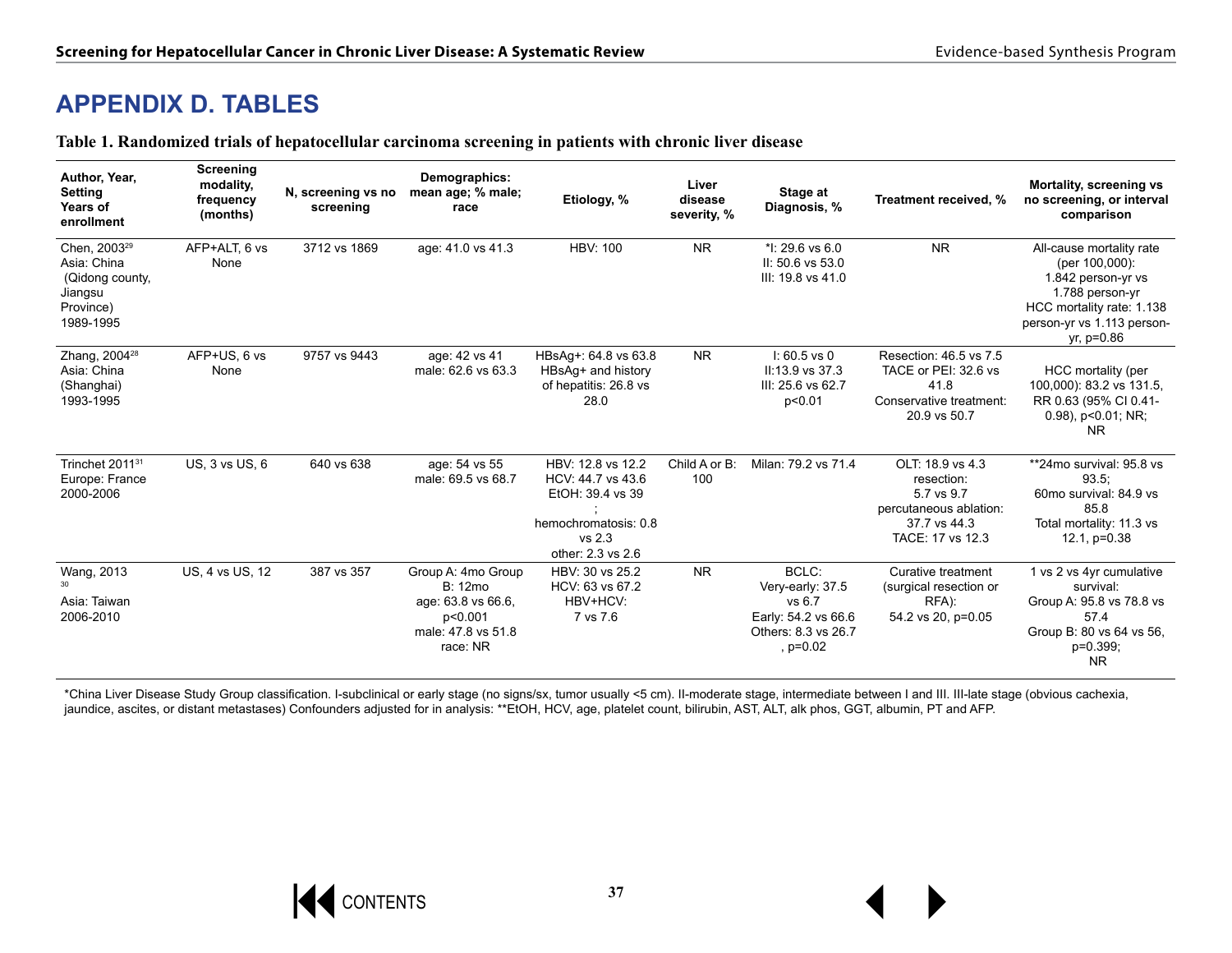# APPENDIX D. TABLES

**Table 1. Randomized trials of hepatocellular carcinoma screening in patients with chronic liver disease**

| Author, Year, Setting Years of enrollment | Screening modality, frequency (months) | N, screening vs no screening | Demographics: mean age; % male; race | Etiology, % | Liver disease severity, % | Stage at Diagnosis, % | Treatment received, % | Mortality, screening vs no screening, or interval comparison |
|---|---|---|---|---|---|---|---|---|
| Chen, 2003[29] Asia: China (Qidong county, Jiangsu Province) 1989-1995 | AFP+ALT, 6 vs None | 3712 vs 1869 | age: 41.0 vs 41.3 | HBV: 100 | NR | *I: 29.6 vs 6.0<br>II: 50.6 vs 53.0<br>III: 19.8 vs 41.0 | NR | All-cause mortality rate (per 100,000): 1.842 person-yr vs 1.788 person-yr<br>HCC mortality rate: 1.138 person-yr vs 1.113 person-yr, p=0.86 |
| Zhang, 2004[28] Asia: China (Shanghai) 1993-1995 | AFP+US, 6 vs None | 9757 vs 9443 | age: 42 vs 41<br>male: 62.6 vs 63.3 | HBsAg+: 64.8 vs 63.8<br>HBsAg+ and history of hepatitis: 26.8 vs 28.0 | NR | I: 60.5 vs 0<br>II:13.9 vs 37.3<br>III: 25.6 vs 62.7<br>p<0.01 | Resection: 46.5 vs 7.5<br>TACE or PEI: 32.6 vs 41.8<br>Conservative treatment: 20.9 vs 50.7 | HCC mortality (per 100,000): 83.2 vs 131.5, RR 0.63 (95% CI 0.41-0.98), p<0.01; NR; NR |
| Trinchet 2011[31] Europe: France 2000-2006 | US, 3 vs US, 6 | 640 vs 638 | age: 54 vs 55<br>male: 69.5 vs 68.7 | HBV: 12.8 vs 12.2<br>HCV: 44.7 vs 43.6<br>EtOH: 39.4 vs 39<br>;<br>hemochromatosis: 0.8 vs 2.3<br>other: 2.3 vs 2.6 | Child A or B: 100 | Milan: 79.2 vs 71.4 | OLT: 18.9 vs 4.3<br>resection: 5.7 vs 9.7<br>percutaneous ablation: 37.7 vs 44.3<br>TACE: 17 vs 12.3 | **24mo survival: 95.8 vs 93.5;<br>60mo survival: 84.9 vs 85.8<br>Total mortality: 11.3 vs 12.1, p=0.38 |
| Wang, 2013[30] Asia: Taiwan 2006-2010 | US, 4 vs US, 12 | 387 vs 357 | Group A: 4mo Group B: 12mo<br>age: 63.8 vs 66.6, p<0.001<br>male: 47.8 vs 51.8<br>race: NR | HBV: 30 vs 25.2<br>HCV: 63 vs 67.2<br>HBV+HCV: 7 vs 7.6 | NR | BCLC:<br>Very-early: 37.5 vs 6.7<br>Early: 54.2 vs 66.6<br>Others: 8.3 vs 26.7<br>, p=0.02 | Curative treatment (surgical resection or RFA):<br>54.2 vs 20, p=0.05 | 1 vs 2 vs 4yr cumulative survival:<br>Group A: 95.8 vs 78.8 vs 57.4<br>Group B: 80 vs 64 vs 56, p=0.399;<br>NR |

*China Liver Disease Study Group classification. I-subclinical or early stage (no signs/sx, tumor usually <5 cm). II-moderate stage, intermediate between I and III. III-late stage (obvious cachexia, jaundice, ascites, or distant metastases) Confounders adjusted for in analysis: **EtOH, HCV, age, platelet count, bilirubin, AST, ALT, alk phos, GGT, albumin, PT and AFP.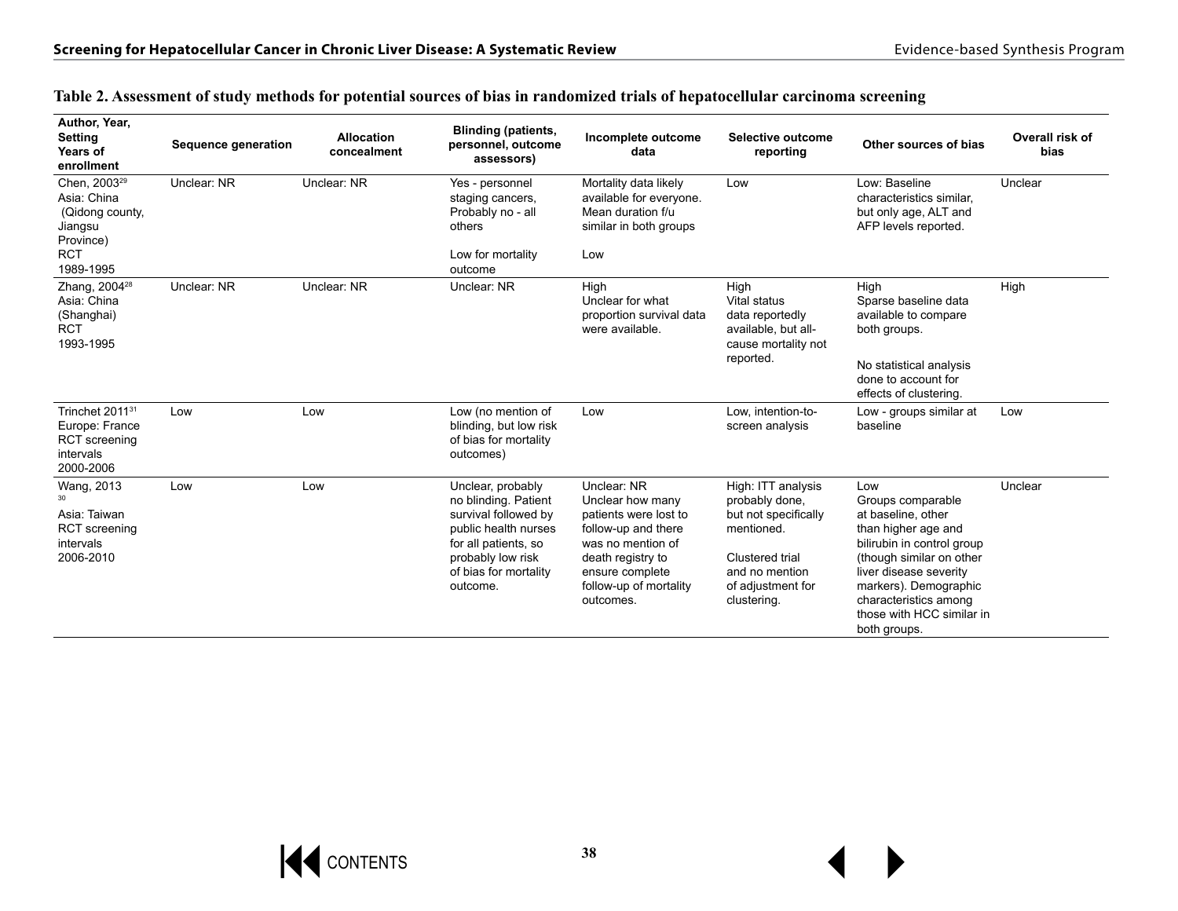**Table 2. Assessment of study methods for potential sources of bias in randomized trials of hepatocellular carcinoma screening**

| Author, Year, Setting Years of enrollment | Sequence generation | Allocation concealment | Blinding (patients, personnel, outcome assessors) | Incomplete outcome data | Selective outcome reporting | Other sources of bias | Overall risk of bias |
|---|---|---|---|---|---|---|---|
| Chen, 2003[29] Asia: China (Qidong county, Jiangsu Province) RCT 1989-1995 | Unclear: NR | Unclear: NR | Yes - personnel staging cancers, Probably no - all others<br><br>Low for mortality outcome | Mortality data likely available for everyone. Mean duration f/u similar in both groups<br><br>Low | Low | Low: Baseline characteristics similar, but only age, ALT and AFP levels reported. | Unclear |
| Zhang, 2004[28] Asia: China (Shanghai) RCT 1993-1995 | Unclear: NR | Unclear: NR | Unclear: NR | High Unclear for what proportion survival data were available. | High Vital status data reportedly available, but all-cause mortality not reported. | High Sparse baseline data available to compare both groups.<br><br>No statistical analysis done to account for effects of clustering. | High |
| Trinchet 2011[31] Europe: France RCT screening intervals 2000-2006 | Low | Low | Low (no mention of blinding, but low risk of bias for mortality outcomes) | Low | Low, intention-to-screen analysis | Low - groups similar at baseline | Low |
| Wang, 2013[30] Asia: Taiwan RCT screening intervals 2006-2010 | Low | Low | Unclear, probably no blinding. Patient survival followed by public health nurses for all patients, so probably low risk of bias for mortality outcome. | Unclear: NR Unclear how many patients were lost to follow-up and there was no mention of death registry to ensure complete follow-up of mortality outcomes. | High: ITT analysis probably done, but not specifically mentioned.<br><br>Clustered trial and no mention of adjustment for clustering. | Low Groups comparable at baseline, other than higher age and bilirubin in control group (though similar on other liver disease severity markers). Demographic characteristics among those with HCC similar in both groups. | Unclear |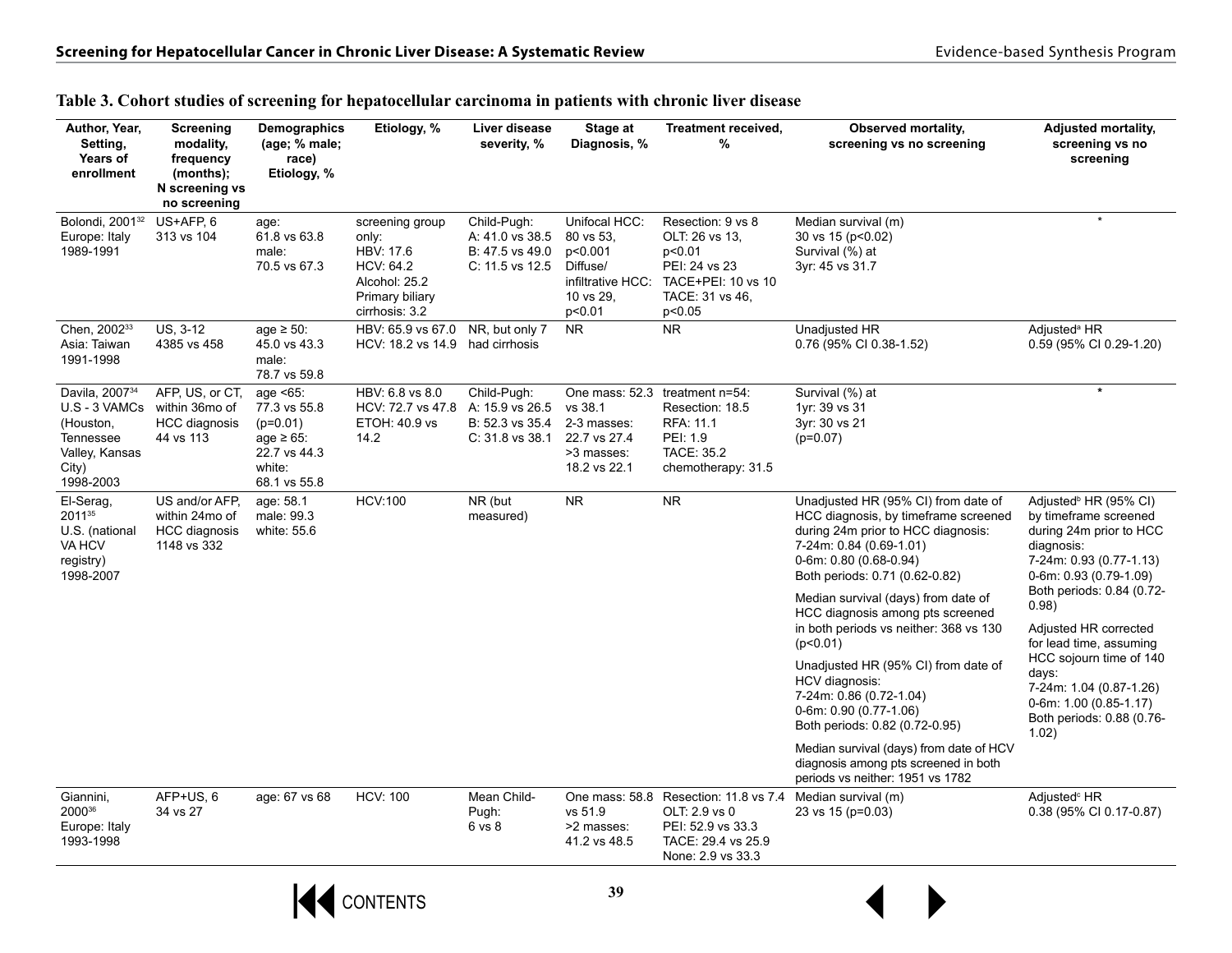**Table 3. Cohort studies of screening for hepatocellular carcinoma in patients with chronic liver disease**

| Author, Year, Setting, Years of enrollment | Screening modality, frequency (months); N screening vs no screening | Demographics (age; % male; race) Etiology, % | Etiology, % | Liver disease severity, % | Stage at Diagnosis, % | Treatment received, % | Observed mortality, screening vs no screening | Adjusted mortality, screening vs no screening |
|---|---|---|---|---|---|---|---|---|
| Bolondi, 2001[32] Europe: Italy 1989-1991 | US+AFP, 6 313 vs 104 | age: 61.8 vs 63.8 male: 70.5 vs 67.3 | screening group only: HBV: 17.6 HCV: 64.2 Alcohol: 25.2 Primary biliary cirrhosis: 3.2 | Child-Pugh: A: 41.0 vs 38.5 B: 47.5 vs 49.0 C: 11.5 vs 12.5 | Unifocal HCC: 80 vs 53, p<0.001 Diffuse/ infiltrative HCC: 10 vs 29, p<0.01 | Resection: 9 vs 8 OLT: 26 vs 13, p<0.01 PEI: 24 vs 23 TACE+PEI: 10 vs 10 TACE: 31 vs 46, p<0.05 | Median survival (m) 30 vs 15 (p<0.02) Survival (%) at 3yr: 45 vs 31.7 | * |
| Chen, 2002[33] Asia: Taiwan 1991-1998 | US, 3-12 4385 vs 458 | age ≥ 50: 45.0 vs 43.3 male: 78.7 vs 59.8 | HBV: 65.9 vs 67.0 HCV: 18.2 vs 14.9 | NR, but only 7 had cirrhosis | NR | NR | Unadjusted HR 0.76 (95% CI 0.38-1.52) | Adjusted[a] HR 0.59 (95% CI 0.29-1.20) |
| Davila, 2007[34] U.S - 3 VAMCs (Houston, Tennessee Valley, Kansas City) 1998-2003 | AFP, US, or CT, within 36mo of HCC diagnosis 44 vs 113 | age <65: 77.3 vs 55.8 (p=0.01) age ≥ 65: 22.7 vs 44.3 white: 68.1 vs 55.8 | HBV: 6.8 vs 8.0 HCV: 72.7 vs 47.8 ETOH: 40.9 vs 14.2 | Child-Pugh: A: 15.9 vs 26.5 B: 52.3 vs 35.4 C: 31.8 vs 38.1 | One mass: 52.3 vs 38.1 2-3 masses: 22.7 vs 27.4 >3 masses: 18.2 vs 22.1 | treatment n=54: Resection: 18.5 RFA: 11.1 PEI: 1.9 TACE: 35.2 chemotherapy: 31.5 | Survival (%) at 1yr: 39 vs 31 3yr: 30 vs 21 (p=0.07) | * |
| El-Serag, 2011[35] U.S. (national VA HCV registry) 1998-2007 | US and/or AFP, within 24mo of HCC diagnosis 1148 vs 332 | age: 58.1 male: 99.3 white: 55.6 | HCV:100 | NR (but measured) | NR | NR | Unadjusted HR (95% CI) from date of HCC diagnosis, by timeframe screened during 24m prior to HCC diagnosis: 7-24m: 0.84 (0.69-1.01) 0-6m: 0.80 (0.68-0.94) Both periods: 0.71 (0.62-0.82)<br><br>Median survival (days) from date of HCC diagnosis among pts screened in both periods vs neither: 368 vs 130 (p<0.01)<br><br>Unadjusted HR (95% CI) from date of HCV diagnosis: 7-24m: 0.86 (0.72-1.04) 0-6m: 0.90 (0.77-1.06) Both periods: 0.82 (0.72-0.95)<br><br>Median survival (days) from date of HCV diagnosis among pts screened in both periods vs neither: 1951 vs 1782 | Adjusted[b] HR (95% CI) by timeframe screened during 24m prior to HCC diagnosis: 7-24m: 0.93 (0.77-1.13) 0-6m: 0.93 (0.79-1.09) Both periods: 0.84 (0.72-0.98)<br><br>Adjusted HR corrected for lead time, assuming HCC sojourn time of 140 days: 7-24m: 1.04 (0.87-1.26) 0-6m: 1.00 (0.85-1.17) Both periods: 0.88 (0.76-1.02) |
| Giannini, 2000[36] Europe: Italy 1993-1998 | AFP+US, 6 34 vs 27 | age: 67 vs 68 | HCV: 100 | Mean Child-Pugh: 6 vs 8 | One mass: 58.8 vs 51.9 >2 masses: 41.2 vs 48.5 | Resection: 11.8 vs 7.4 OLT: 2.9 vs 0 PEI: 52.9 vs 33.3 TACE: 29.4 vs 25.9 None: 2.9 vs 33.3 | Median survival (m) 23 vs 15 (p=0.03) | Adjusted[c] HR 0.38 (95% CI 0.17-0.87) |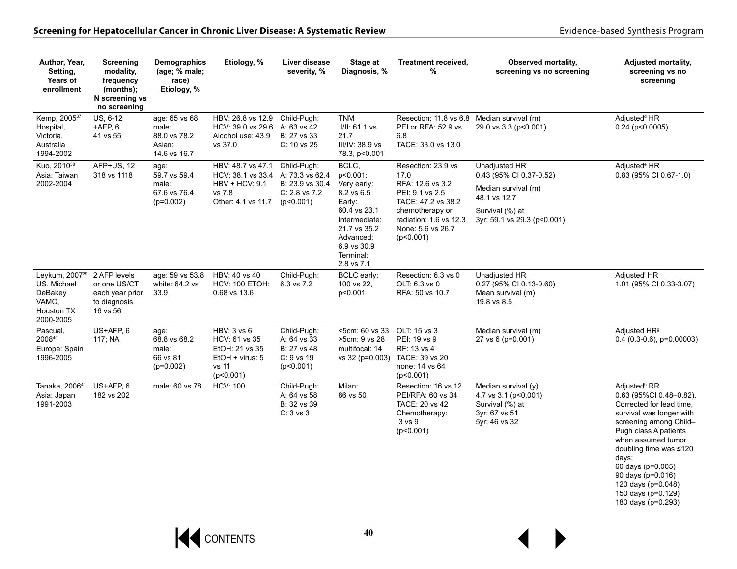| Author, Year, Setting, Years of enrollment | Screening modality, frequency (months); N screening vs no screening | Demographics (age; % male; race) Etiology, % | Etiology, % | Liver disease severity, % | Stage at Diagnosis, % | Treatment received, % | Observed mortality, screening vs no screening | Adjusted mortality, screening vs no screening |
|---|---|---|---|---|---|---|---|---|
| Kemp, 2005[37] Hospital, Victoria, Australia 1994-2002 | US, 6-12 +AFP, 6 41 vs 55 | age: 65 vs 68 male: 88.0 vs 78.2 Asian: 14.6 vs 16.7 | HBV: 26.8 vs 12.9 HCV: 39.0 vs 29.6 Alcohol use: 43.9 vs 37.0 | Child-Pugh: A: 63 vs 42 B: 27 vs 33 C: 10 vs 25 | TNM I/II: 61.1 vs 21.7 III/IV: 38.9 vs 78.3, p<0.001 | Resection: 11.8 vs 6.8 PEI or RFA: 52.9 vs 6.8 TACE: 33.0 vs 13.0 | Median survival (m) 29.0 vs 3.3 (p<0.001) | Adjusted[d] HR 0.24 (p<0.0005) |
| Kuo, 2010[38] Asia: Taiwan 2002-2004 | AFP+US, 12 318 vs 1118 | age: 59.7 vs 59.4 male: 67.6 vs 76.4 (p=0.002) | HBV: 48.7 vs 47.1 HCV: 38.1 vs 33.4 HBV + HCV: 9.1 vs 7.8 Other: 4.1 vs 11.7 | Child-Pugh: A: 73.3 vs 62.4 B: 23.9 vs 30.4 C: 2.8 vs 7.2 (p<0.001) | BCLC, p<0.001: Very early: 8.2 vs 6.5 Early: 60.4 vs 23.1 Intermediate: 21.7 vs 35.2 Advanced: 6.9 vs 30.9 Terminal: 2.8 vs 7.1 | Resection: 23.9 vs 17.0 RFA: 12.6 vs 3.2 PEI: 9.1 vs 2.5 TACE: 47.2 vs 38.2 chemotherapy or radiation: 1.6 vs 12.3 None: 5.6 vs 26.7 (p<0.001) | Unadjusted HR 0.43 (95% CI 0.37-0.52) Median survival (m) 48.1 vs 12.7 Survival (%) at 3yr: 59.1 vs 29.3 (p<0.001) | Adjusted[e] HR 0.83 (95% CI 0.67-1.0) |
| Leykum, 2007[39] US. Michael DeBakey VAMC, Houston TX 2000-2005 | 2 AFP levels or one US/CT each year prior to diagnosis 16 vs 56 | age: 59 vs 53.8 white: 64.2 vs 33.9 | HBV: 40 vs 40 HCV: 100 ETOH: 0.68 vs 13.6 | Child-Pugh: 6.3 vs 7.2 | BCLC early: 100 vs 22, p<0.001 | Resection: 6.3 vs 0 OLT: 6.3 vs 0 RFA: 50 vs 10.7 | Unadjusted HR 0.27 (95% CI 0.13-0.60) Mean survival (m) 19.8 vs 8.5 | Adjusted[f] HR 1.01 (95% CI 0.33-3.07) |
| Pascual, 2008[40] Europe: Spain 1996-2005 | US+AFP, 6 117; NA | age: 68.8 vs 68.2 male: 66 vs 81 (p=0.002) | HBV: 3 vs 6 HCV: 61 vs 35 EtOH: 21 vs 35 EtOH + virus: 5 vs 11 (p<0.001) | Child-Pugh: A: 64 vs 33 B: 27 vs 48 C: 9 vs 19 (p<0.001) | <5cm: 60 vs 33 >5cm: 9 vs 28 multifocal: 14 vs 32 (p=0.003) | OLT: 15 vs 3 PEI: 19 vs 9 RF: 13 vs 4 TACE: 39 vs 20 none: 14 vs 64 (p<0.001) | Median survival (m) 27 vs 6 (p=0.001) | Adjusted HR[g] 0.4 (0.3-0.6), p=0.00003) |
| Tanaka, 2006[41] Asia: Japan 1991-2003 | US+AFP, 6 182 vs 202 | male: 60 vs 78 | HCV: 100 | Child-Pugh: A: 64 vs 58 B: 32 vs 39 C: 3 vs 3 | Milan: 86 vs 50 | Resection: 16 vs 12 PEI/RFA: 60 vs 34 TACE: 20 vs 42 Chemotherapy: 3 vs 9 (p<0.001) | Median survival (y) 4.7 vs 3.1 (p<0.001) Survival (%) at 3yr: 67 vs 51 5yr: 46 vs 32 | Adjusted[h] RR 0.63 (95%CI 0.48–0.82). Corrected for lead time, survival was longer with screening among Child–Pugh class A patients when assumed tumor doubling time was ≤120 days: 60 days (p=0.005) 90 days (p=0.016) 120 days (p=0.048) 150 days (p=0.129) 180 days (p=0.293) |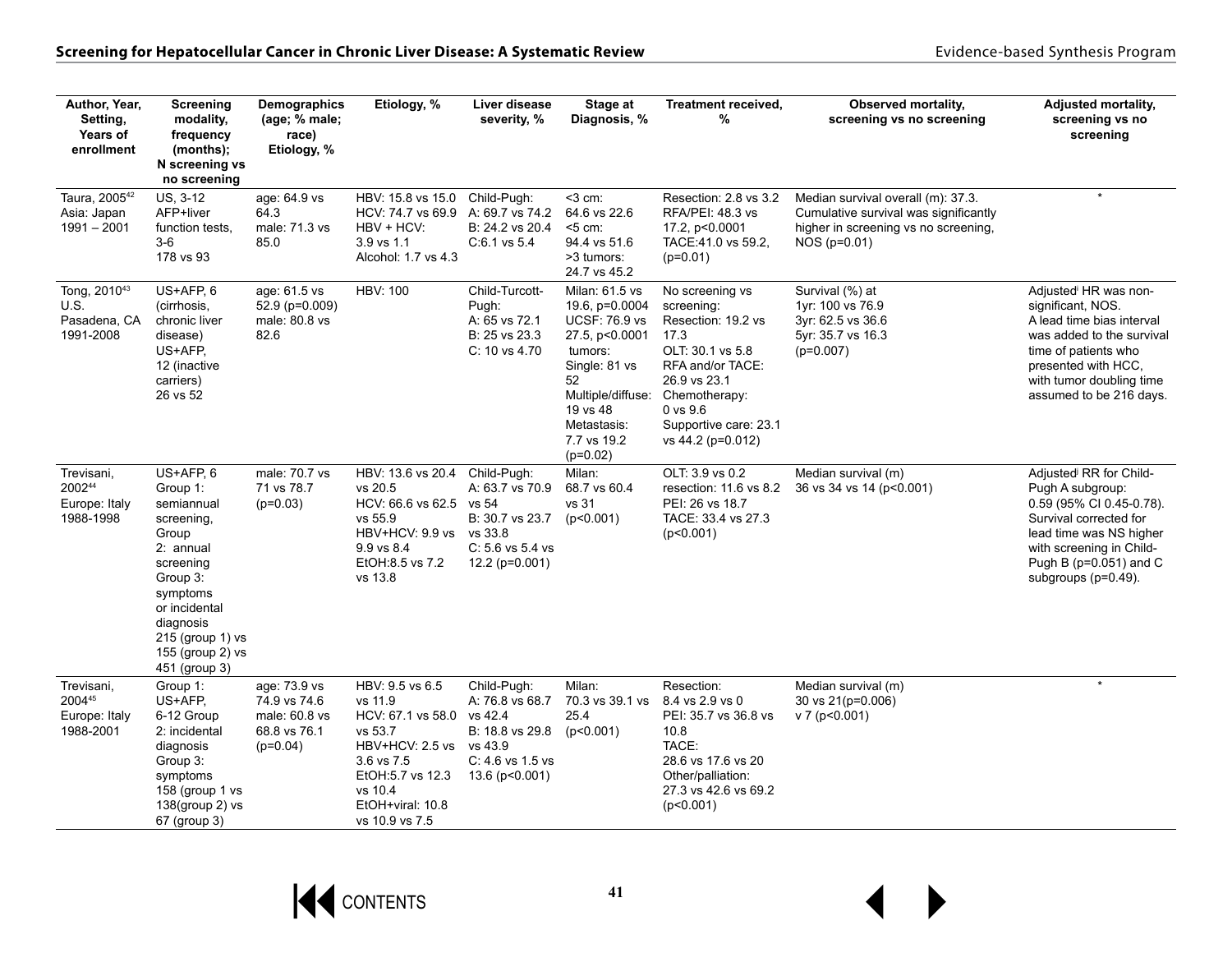| Author, Year, Setting, Years of enrollment | Screening modality, frequency (months); N screening vs no screening | Demographics (age; % male; race) Etiology, % | Etiology, % | Liver disease severity, % | Stage at Diagnosis, % | Treatment received, % | Observed mortality, screening vs no screening | Adjusted mortality, screening vs no screening |
|---|---|---|---|---|---|---|---|---|
| Taura, 2005[42] Asia: Japan 1991 – 2001 | US, 3-12 AFP+liver function tests, 3-6 178 vs 93 | age: 64.9 vs 64.3 male: 71.3 vs 85.0 | HBV: 15.8 vs 15.0 HCV: 74.7 vs 69.9 HBV + HCV: 3.9 vs 1.1 Alcohol: 1.7 vs 4.3 | Child-Pugh: A: 69.7 vs 74.2 B: 24.2 vs 20.4 C:6.1 vs 5.4 | <3 cm: 64.6 vs 22.6 <5 cm: 94.4 vs 51.6 >3 tumors: 24.7 vs 45.2 | Resection: 2.8 vs 3.2 RFA/PEI: 48.3 vs 17.2, p<0.0001 TACE:41.0 vs 59.2, (p=0.01) | Median survival overall (m): 37.3. Cumulative survival was significantly higher in screening vs no screening, NOS (p=0.01) | * |
| Tong, 2010[43] U.S. Pasadena, CA 1991-2008 | US+AFP, 6 (cirrhosis, chronic liver disease) US+AFP, 12 (inactive carriers) 26 vs 52 | age: 61.5 vs 52.9 (p=0.009) male: 80.8 vs 82.6 | HBV: 100 | Child-Turcott-Pugh: A: 65 vs 72.1 B: 25 vs 23.3 C: 10 vs 4.70 | Milan: 61.5 vs 19.6, p=0.0004 UCSF: 76.9 vs 27.5, p<0.0001 tumors: Single: 81 vs 52 Multiple/diffuse: 19 vs 48 Metastasis: 7.7 vs 19.2 (p=0.02) | No screening vs screening: Resection: 19.2 vs 17.3 OLT: 30.1 vs 5.8 RFA and/or TACE: 26.9 vs 23.1 Chemotherapy: 0 vs 9.6 Supportive care: 23.1 vs 44.2 (p=0.012) | Survival (%) at 1yr: 100 vs 76.9 3yr: 62.5 vs 36.6 5yr: 35.7 vs 16.3 (p=0.007) | Adjusted[i] HR was non-significant, NOS. A lead time bias interval was added to the survival time of patients who presented with HCC, with tumor doubling time assumed to be 216 days. |
| Trevisani, 2002[44] Europe: Italy 1988-1998 | US+AFP, 6 Group 1: semiannual screening, Group 2: annual screening Group 3: symptoms or incidental diagnosis 215 (group 1) vs 155 (group 2) vs 451 (group 3) | male: 70.7 vs 71 vs 78.7 (p=0.03) | HBV: 13.6 vs 20.4 vs 20.5 HCV: 66.6 vs 62.5 vs 55.9 HBV+HCV: 9.9 vs 9.9 vs 8.4 EtOH:8.5 vs 7.2 vs 13.8 | Child-Pugh: A: 63.7 vs 70.9 vs 54 B: 30.7 vs 23.7 vs 33.8 C: 5.6 vs 5.4 vs 12.2 (p=0.001) | Milan: 68.7 vs 60.4 vs 31 (p<0.001) | OLT: 3.9 vs 0.2 resection: 11.6 vs 8.2 PEI: 26 vs 18.7 TACE: 33.4 vs 27.3 (p<0.001) | Median survival (m) 36 vs 34 vs 14 (p<0.001) | Adjusted[j] RR for Child-Pugh A subgroup: 0.59 (95% CI 0.45-0.78). Survival corrected for lead time was NS higher with screening in Child-Pugh B (p=0.051) and C subgroups (p=0.49). |
| Trevisani, 2004[45] Europe: Italy 1988-2001 | Group 1: US+AFP, 6-12 Group 2: incidental diagnosis Group 3: symptoms 158 (group 1 vs 138(group 2) vs 67 (group 3) | age: 73.9 vs 74.9 vs 74.6 male: 60.8 vs 68.8 vs 76.1 (p=0.04) | HBV: 9.5 vs 6.5 vs 11.9 HCV: 67.1 vs 58.0 vs 53.7 HBV+HCV: 2.5 vs 3.6 vs 7.5 EtOH:5.7 vs 12.3 vs 10.4 EtOH+viral: 10.8 vs 10.9 vs 7.5 | Child-Pugh: A: 76.8 vs 68.7 vs 42.4 B: 18.8 vs 29.8 vs 43.9 C: 4.6 vs 1.5 vs 13.6 (p<0.001) | Milan: 70.3 vs 39.1 vs 25.4 (p<0.001) | Resection: 8.4 vs 2.9 vs 0 PEI: 35.7 vs 36.8 vs 10.8 TACE: 28.6 vs 17.6 vs 20 Other/palliation: 27.3 vs 42.6 vs 69.2 (p<0.001) | Median survival (m) 30 vs 21(p=0.006) v 7 (p<0.001) | * |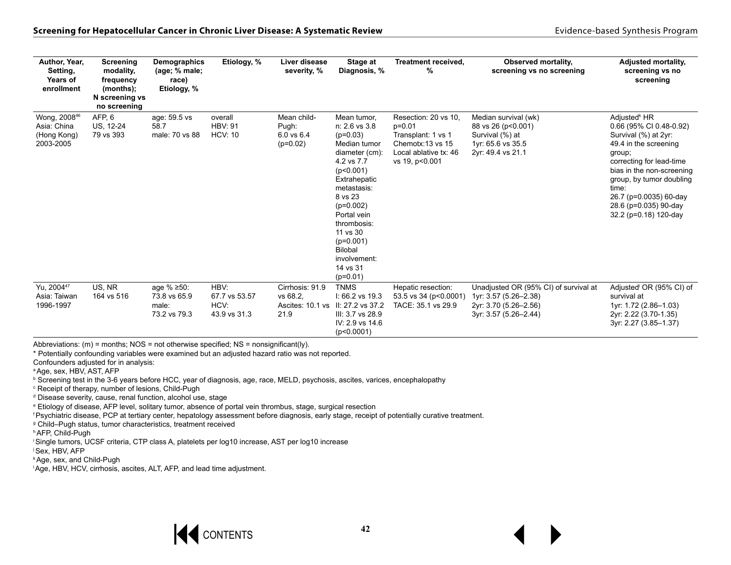| Author, Year, Setting, Years of enrollment | Screening modality, frequency (months); N screening vs no screening | Demographics (age; % male; race) Etiology, % | Etiology, % | Liver disease severity, % | Stage at Diagnosis, % | Treatment received, % | Observed mortality, screening vs no screening | Adjusted mortality, screening vs no screening |
|---|---|---|---|---|---|---|---|---|
| Wong, 2008[46] Asia: China (Hong Kong) 2003-2005 | AFP, 6 US, 12-24 79 vs 393 | age: 59.5 vs 58.7 male: 70 vs 88 | overall HBV: 91 HCV: 10 | Mean child-Pugh: 6.0 vs 6.4 (p=0.02) | Mean tumor, n: 2.6 vs 3.8 (p=0.03) Median tumor diameter (cm): 4.2 vs 7.7 (p<0.001) Extrahepatic metastasis: 8 vs 23 (p=0.002) Portal vein thrombosis: 11 vs 30 (p=0.001) Bilobal involvement: 14 vs 31 (p=0.01) | Resection: 20 vs 10, p=0.01 Transplant: 1 vs 1 Chemotx:13 vs 15 Local ablative tx: 46 vs 19, p<0.001 | Median survival (wk) 88 vs 26 (p<0.001) Survival (%) at 1yr: 65.6 vs 35.5 2yr: 49.4 vs 21.1 | Adjusted[k] HR 0.66 (95% CI 0.48-0.92) Survival (%) at 2yr: 49.4 in the screening group; correcting for lead-time bias in the non-screening group, by tumor doubling time: 26.7 (p=0.0035) 60-day 28.6 (p=0.035) 90-day 32.2 (p=0.18) 120-day |
| Yu, 2004[47] Asia: Taiwan 1996-1997 | US, NR 164 vs 516 | age % ≥50: 73.8 vs 65.9 male: 73.2 vs 79.3 | HBV: 67.7 vs 53.57 HCV: 43.9 vs 31.3 | Cirrhosis: 91.9 vs 68.2, Ascites: 10.1 vs 21.9 | TNMS I: 66.2 vs 19.3 II: 27.2 vs 37.2 III: 3.7 vs 28.9 IV: 2.9 vs 14.6 (p<0.0001) | Hepatic resection: 53.5 vs 34 (p<0.0001) TACE: 35.1 vs 29.9 | Unadjusted OR (95% CI) of survival at 1yr: 3.57 (5.26–2.38) 2yr: 3.70 (5.26–2.56) 3yr: 3.57 (5.26–2.44) | Adjusted[l] OR (95% CI) of survival at 1yr: 1.72 (2.86–1.03) 2yr: 2.22 (3.70-1.35) 3yr: 2.27 (3.85–1.37) |

Abbreviations: (m) = months; NOS = not otherwise specified; NS = nonsignificant(ly).

\* Potentially confounding variables were examined but an adjusted hazard ratio was not reported.

Confounders adjusted for in analysis:

[a] Age, sex, HBV, AST, AFP

[b] Screening test in the 3-6 years before HCC, year of diagnosis, age, race, MELD, psychosis, ascites, varices, encephalopathy

[c] Receipt of therapy, number of lesions, Child-Pugh

[d] Disease severity, cause, renal function, alcohol use, stage

[e] Etiology of disease, AFP level, solitary tumor, absence of portal vein thrombus, stage, surgical resection

[f] Psychiatric disease, PCP at tertiary center, hepatology assessment before diagnosis, early stage, receipt of potentially curative treatment.

[g] Child–Pugh status, tumor characteristics, treatment received

[h] AFP, Child-Pugh

[i] Single tumors, UCSF criteria, CTP class A, platelets per log10 increase, AST per log10 increase

[j] Sex, HBV, AFP

[k] Age, sex, and Child-Pugh

[l] Age, HBV, HCV, cirrhosis, ascites, ALT, AFP, and lead time adjustment.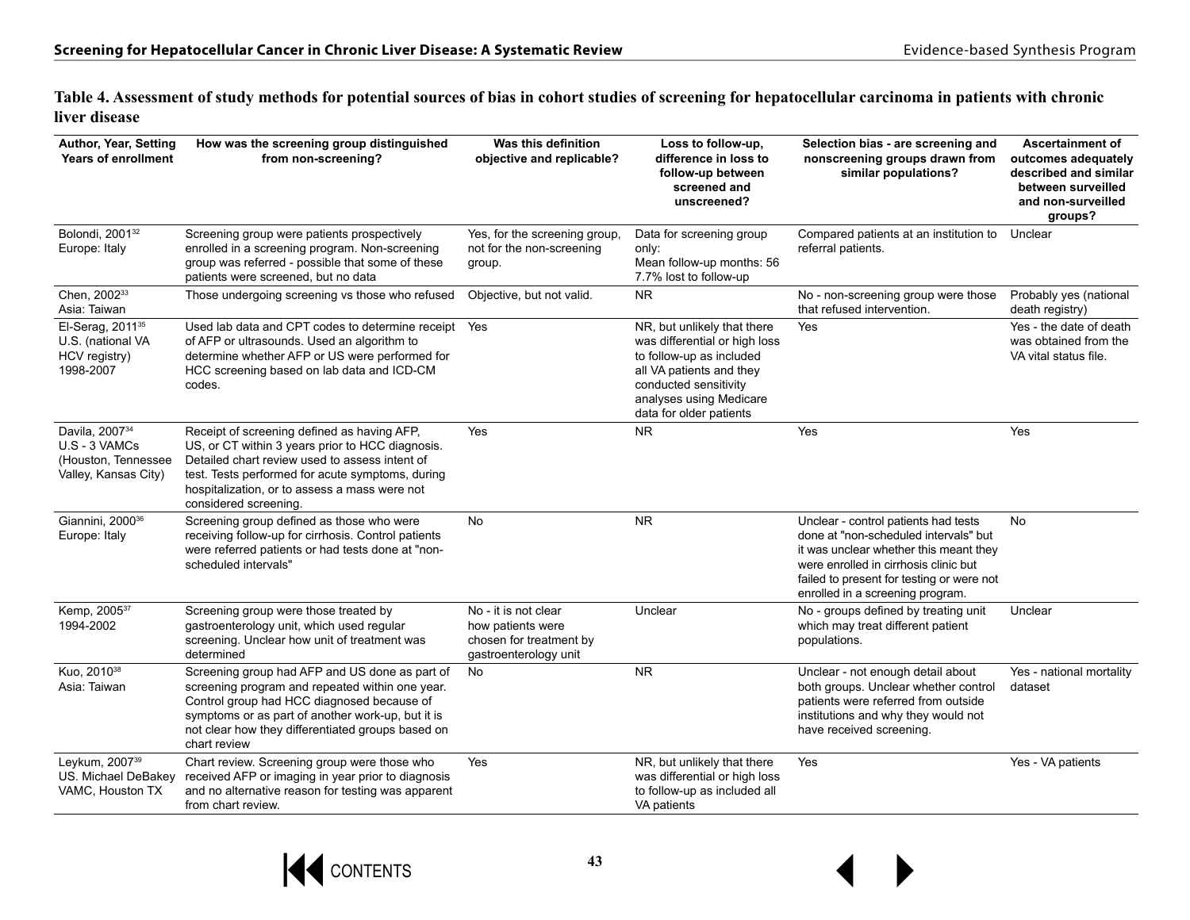**Table 4. Assessment of study methods for potential sources of bias in cohort studies of screening for hepatocellular carcinoma in patients with chronic liver disease**

| Author, Year, Setting Years of enrollment | How was the screening group distinguished from non-screening? | Was this definition objective and replicable? | Loss to follow-up, difference in loss to follow-up between screened and unscreened? | Selection bias - are screening and nonscreening groups drawn from similar populations? | Ascertainment of outcomes adequately described and similar between surveilled and non-surveilled groups? |
| --- | --- | --- | --- | --- | --- |
| Bolondi, 2001[32] Europe: Italy | Screening group were patients prospectively enrolled in a screening program. Non-screening group was referred - possible that some of these patients were screened, but no data | Yes, for the screening group, not for the non-screening group. | Data for screening group only: Mean follow-up months: 56 7.7% lost to follow-up | Compared patients at an institution to referral patients. | Unclear |
| Chen, 2002[33] Asia: Taiwan | Those undergoing screening vs those who refused | Objective, but not valid. | NR | No - non-screening group were those that refused intervention. | Probably yes (national death registry) |
| El-Serag, 2011[35] U.S. (national VA HCV registry) 1998-2007 | Used lab data and CPT codes to determine receipt of AFP or ultrasounds. Used an algorithm to determine whether AFP or US were performed for HCC screening based on lab data and ICD-CM codes. | Yes | NR, but unlikely that there was differential or high loss to follow-up as included all VA patients and they conducted sensitivity analyses using Medicare data for older patients | Yes | Yes - the date of death was obtained from the VA vital status file. |
| Davila, 2007[34] U.S - 3 VAMCs (Houston, Tennessee Valley, Kansas City) | Receipt of screening defined as having AFP, US, or CT within 3 years prior to HCC diagnosis. Detailed chart review used to assess intent of test. Tests performed for acute symptoms, during hospitalization, or to assess a mass were not considered screening. | Yes | NR | Yes | Yes |
| Giannini, 2000[36] Europe: Italy | Screening group defined as those who were receiving follow-up for cirrhosis. Control patients were referred patients or had tests done at "non-scheduled intervals" | No | NR | Unclear - control patients had tests done at "non-scheduled intervals" but it was unclear whether this meant they were enrolled in cirrhosis clinic but failed to present for testing or were not enrolled in a screening program. | No |
| Kemp, 2005[37] 1994-2002 | Screening group were those treated by gastroenterology unit, which used regular screening. Unclear how unit of treatment was determined | No - it is not clear how patients were chosen for treatment by gastroenterology unit | Unclear | No - groups defined by treating unit which may treat different patient populations. | Unclear |
| Kuo, 2010[38] Asia: Taiwan | Screening group had AFP and US done as part of screening program and repeated within one year. Control group had HCC diagnosed because of symptoms or as part of another work-up, but it is not clear how they differentiated groups based on chart review | No | NR | Unclear - not enough detail about both groups. Unclear whether control patients were referred from outside institutions and why they would not have received screening. | Yes - national mortality dataset |
| Leykum, 2007[39] US. Michael DeBakey VAMC, Houston TX | Chart review. Screening group were those who received AFP or imaging in year prior to diagnosis and no alternative reason for testing was apparent from chart review. | Yes | NR, but unlikely that there was differential or high loss to follow-up as included all VA patients | Yes | Yes - VA patients |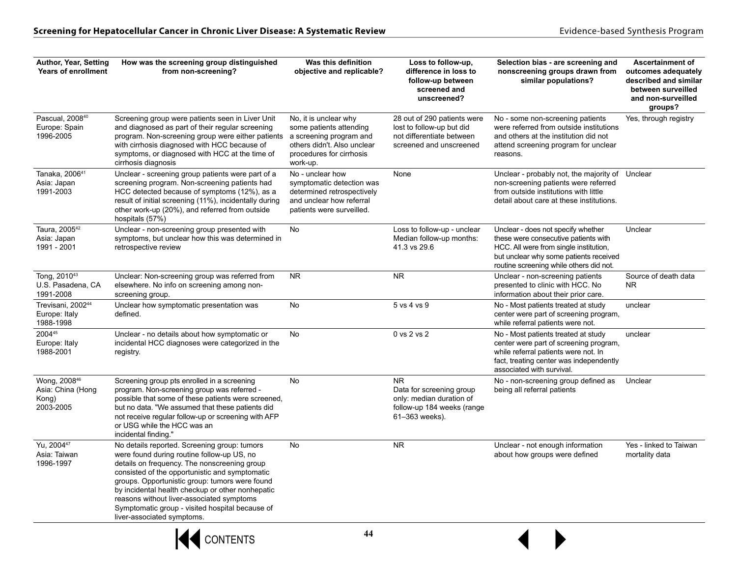| Author, Year, Setting Years of enrollment | How was the screening group distinguished from non-screening? | Was this definition objective and replicable? | Loss to follow-up, difference in loss to follow-up between screened and unscreened? | Selection bias - are screening and nonscreening groups drawn from similar populations? | Ascertainment of outcomes adequately described and similar between surveilled and non-surveilled groups? |
|---|---|---|---|---|---|
| Pascual, 2008[40] Europe: Spain 1996-2005 | Screening group were patients seen in Liver Unit and diagnosed as part of their regular screening program. Non-screening group were either patients with cirrhosis diagnosed with HCC because of symptoms, or diagnosed with HCC at the time of cirrhosis diagnosis | No, it is unclear why some patients attending a screening program and others didn't. Also unclear procedures for cirrhosis work-up. | 28 out of 290 patients were lost to follow-up but did not differentiate between screened and unscreened | No - some non-screening patients were referred from outside institutions and others at the institution did not attend screening program for unclear reasons. | Yes, through registry |
| Tanaka, 2006[41] Asia: Japan 1991-2003 | Unclear - screening group patients were part of a screening program. Non-screening patients had HCC detected because of symptoms (12%), as a result of initial screening (11%), incidentally during other work-up (20%), and referred from outside hospitals (57%) | No - unclear how symptomatic detection was determined retrospectively and unclear how referral patients were surveilled. | None | Unclear - probably not, the majority of non-screening patients were referred from outside institutions with little detail about care at these institutions. | Unclear |
| Taura, 2005[42] Asia: Japan 1991 - 2001 | Unclear - non-screening group presented with symptoms, but unclear how this was determined in retrospective review | No | Loss to follow-up - unclear Median follow-up months: 41.3 vs 29.6 | Unclear - does not specify whether these were consecutive patients with HCC. All were from single institution, but unclear why some patients received routine screening while others did not. | Unclear |
| Tong, 2010[43] U.S. Pasadena, CA 1991-2008 | Unclear: Non-screening group was referred from elsewhere. No info on screening among non-screening group. | NR | NR | Unclear - non-screening patients presented to clinic with HCC. No information about their prior care. | Source of death data NR |
| Trevisani, 2002[44] Europe: Italy 1988-1998 | Unclear how symptomatic presentation was defined. | No | 5 vs 4 vs 9 | No - Most patients treated at study center were part of screening program, while referral patients were not. | unclear |
| 2004[45] Europe: Italy 1988-2001 | Unclear - no details about how symptomatic or incidental HCC diagnoses were categorized in the registry. | No | 0 vs 2 vs 2 | No - Most patients treated at study center were part of screening program, while referral patients were not. In fact, treating center was independently associated with survival. | unclear |
| Wong, 2008[46] Asia: China (Hong Kong) 2003-2005 | Screening group pts enrolled in a screening program. Non-screening group was referred - possible that some of these patients were screened, but no data. "We assumed that these patients did not receive regular follow-up or screening with AFP or USG while the HCC was an incidental finding." | No | NR Data for screening group only: median duration of follow-up 184 weeks (range 61–363 weeks). | No - non-screening group defined as being all referral patients | Unclear |
| Yu, 2004[47] Asia: Taiwan 1996-1997 | No details reported. Screening group: tumors were found during routine follow-up US, no details on frequency. The nonscreening group consisted of the opportunistic and symptomatic groups. Opportunistic group: tumors were found by incidental health checkup or other nonhepatic reasons without liver-associated symptoms Symptomatic group - visited hospital because of liver-associated symptoms. | No | NR | Unclear - not enough information about how groups were defined | Yes - linked to Taiwan mortality data |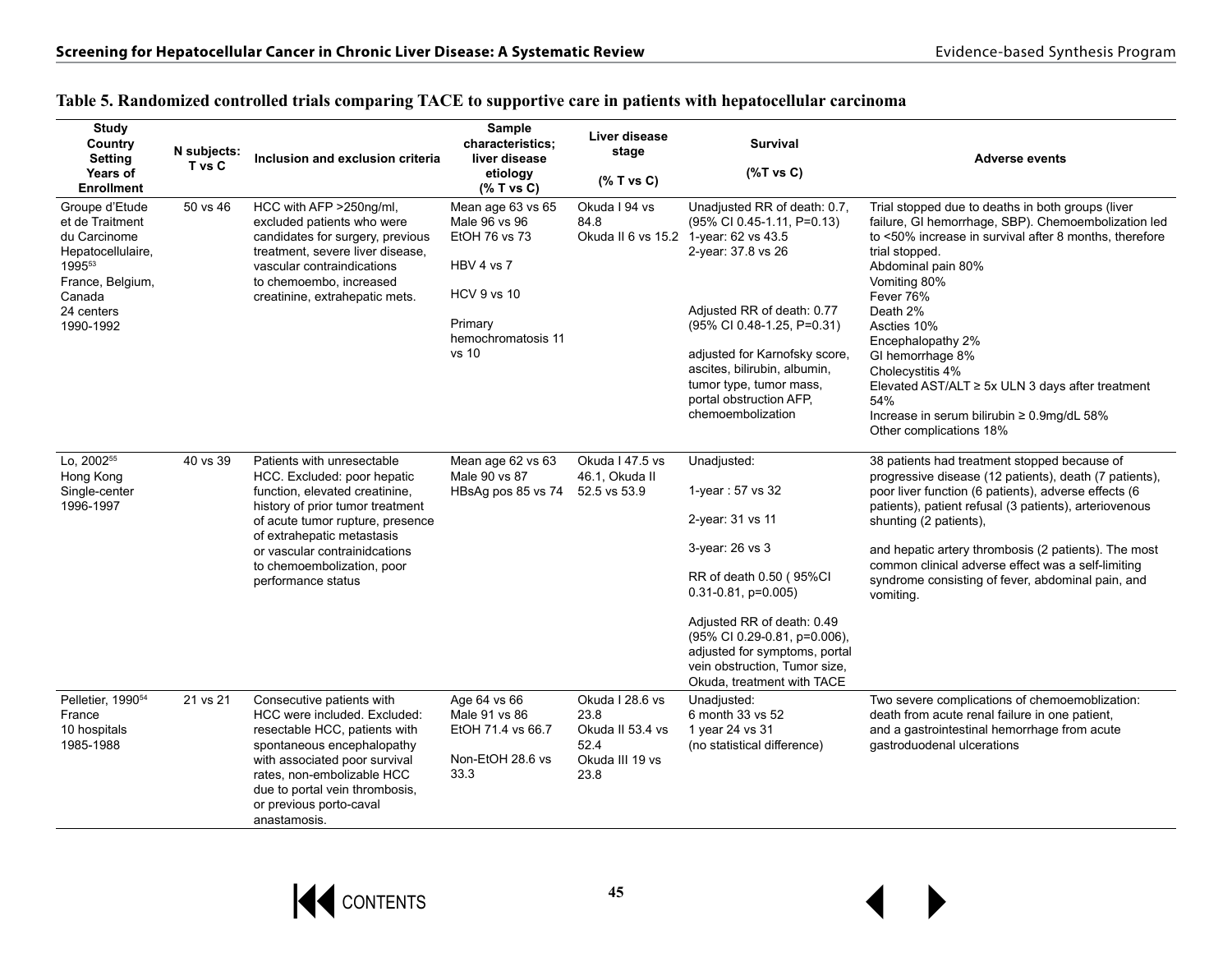## Table 5. Randomized controlled trials comparing TACE to supportive care in patients with hepatocellular carcinoma

| Study Country Setting Years of Enrollment | N subjects: T vs C | Inclusion and exclusion criteria | Sample characteristics; liver disease etiology (% T vs C) | Liver disease stage (% T vs C) | Survival (%T vs C) | Adverse events |
|---|---|---|---|---|---|---|
| Groupe d'Etude et de Traitment du Carcinome Hepatocellulaire, 1995[53] France, Belgium, Canada 24 centers 1990-1992 | 50 vs 46 | HCC with AFP >250ng/ml, excluded patients who were candidates for surgery, previous treatment, severe liver disease, vascular contraindications to chemoembo, increased creatinine, extrahepatic mets. | Mean age 63 vs 65 Male 96 vs 96 EtOH 76 vs 73 HBV 4 vs 7 HCV 9 vs 10 Primary hemochromatosis 11 vs 10 | Okuda I 94 vs 84.8 Okuda II 6 vs 15.2 | Unadjusted RR of death: 0.7, (95% CI 0.45-1.11, P=0.13) 1-year: 62 vs 43.5 2-year: 37.8 vs 26 Adjusted RR of death: 0.77 (95% CI 0.48-1.25, P=0.31) adjusted for Karnofsky score, ascites, bilirubin, albumin, tumor type, tumor mass, portal obstruction AFP, chemoembolization | Trial stopped due to deaths in both groups (liver failure, GI hemorrhage, SBP). Chemoembolization led to <50% increase in survival after 8 months, therefore trial stopped. Abdominal pain 80% Vomiting 80% Fever 76% Death 2% Ascties 10% Encephalopathy 2% GI hemorrhage 8% Cholecystitis 4% Elevated AST/ALT ≥ 5x ULN 3 days after treatment 54% Increase in serum bilirubin ≥ 0.9mg/dL 58% Other complications 18% |
| Lo, 2002[55] Hong Kong Single-center 1996-1997 | 40 vs 39 | Patients with unresectable HCC. Excluded: poor hepatic function, elevated creatinine, history of prior tumor treatment of acute tumor rupture, presence of extrahepatic metastasis or vascular contrainidcations to chemoembolization, poor performance status | Mean age 62 vs 63 Male 90 vs 87 HBsAg pos 85 vs 74 | Okuda I 47.5 vs 46.1, Okuda II 52.5 vs 53.9 | Unadjusted: 1-year : 57 vs 32 2-year: 31 vs 11 3-year: 26 vs 3 RR of death 0.50 ( 95%CI 0.31-0.81, p=0.005) Adjusted RR of death: 0.49 (95% CI 0.29-0.81, p=0.006), adjusted for symptoms, portal vein obstruction, Tumor size, Okuda, treatment with TACE | 38 patients had treatment stopped because of progressive disease (12 patients), death (7 patients), poor liver function (6 patients), adverse effects (6 patients), patient refusal (3 patients), arteriovenous shunting (2 patients), and hepatic artery thrombosis (2 patients). The most common clinical adverse effect was a self-limiting syndrome consisting of fever, abdominal pain, and vomiting. |
| Pelletier, 1990[54] France 10 hospitals 1985-1988 | 21 vs 21 | Consecutive patients with HCC were included. Excluded: resectable HCC, patients with spontaneous encephalopathy with associated poor survival rates, non-embolizable HCC due to portal vein thrombosis, or previous porto-caval anastamosis. | Age 64 vs 66 Male 91 vs 86 EtOH 71.4 vs 66.7 Non-EtOH 28.6 vs 33.3 | Okuda I 28.6 vs 23.8 Okuda II 53.4 vs 52.4 Okuda III 19 vs 23.8 | Unadjusted: 6 month 33 vs 52 1 year 24 vs 31 (no statistical difference) | Two severe complications of chemoemoblization: death from acute renal failure in one patient, and a gastrointestinal hemorrhage from acute gastroduodenal ulcerations |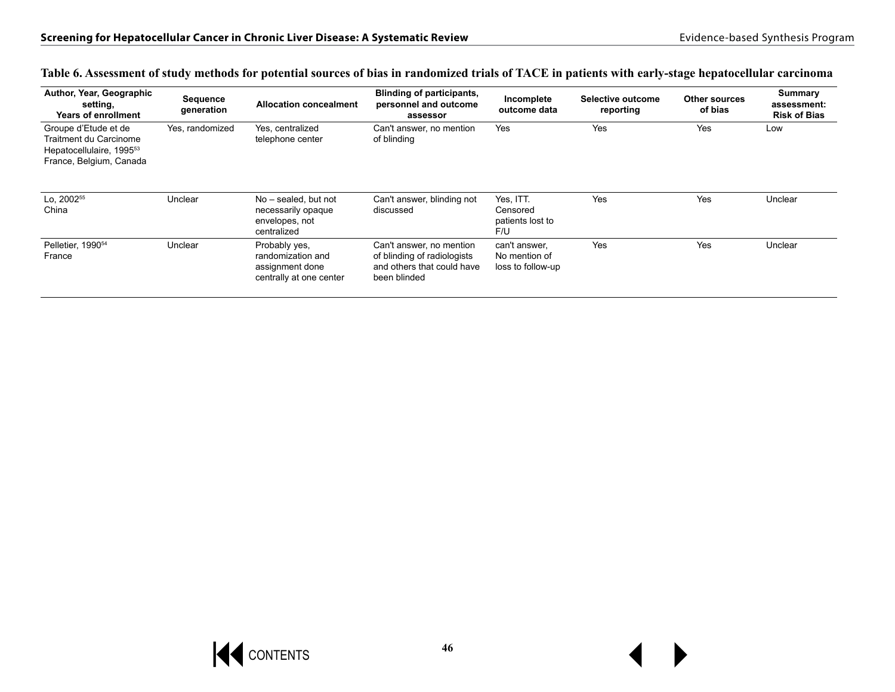**Table 6. Assessment of study methods for potential sources of bias in randomized trials of TACE in patients with early-stage hepatocellular carcinoma**

| Author, Year, Geographic setting, Years of enrollment | Sequence generation | Allocation concealment | Blinding of participants, personnel and outcome assessor | Incomplete outcome data | Selective outcome reporting | Other sources of bias | Summary assessment: Risk of Bias |
|---|---|---|---|---|---|---|---|
| Groupe d'Etude et de Traitment du Carcinome Hepatocellulaire, 1995[53] France, Belgium, Canada | Yes, randomized | Yes, centralized telephone center | Can't answer, no mention of blinding | Yes | Yes | Yes | Low |
| Lo, 2002[55] China | Unclear | No – sealed, but not necessarily opaque envelopes, not centralized | Can't answer, blinding not discussed | Yes, ITT. Censored patients lost to F/U | Yes | Yes | Unclear |
| Pelletier, 1990[54] France | Unclear | Probably yes, randomization and assignment done centrally at one center | Can't answer, no mention of blinding of radiologists and others that could have been blinded | can't answer, No mention of loss to follow-up | Yes | Yes | Unclear |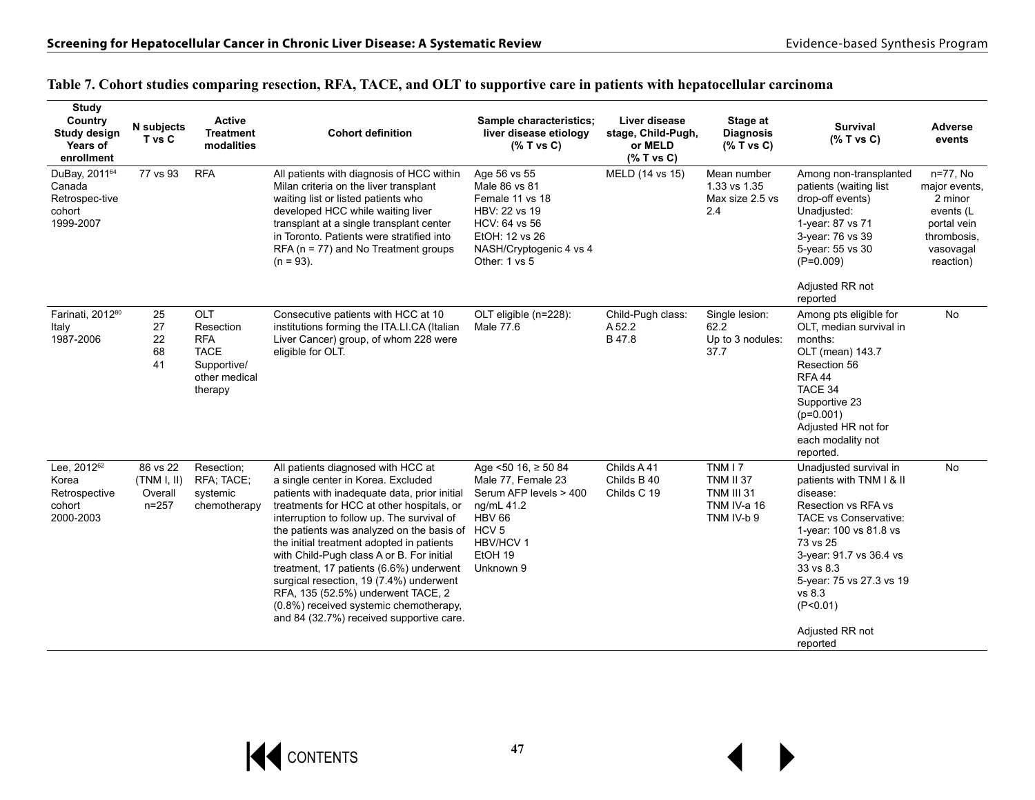**Table 7. Cohort studies comparing resection, RFA, TACE, and OLT to supportive care in patients with hepatocellular carcinoma**

| Study Country Study design Years of enrollment | N subjects T vs C | Active Treatment modalities | Cohort definition | Sample characteristics; liver disease etiology (% T vs C) | Liver disease stage, Child-Pugh, or MELD (% T vs C) | Stage at Diagnosis (% T vs C) | Survival (% T vs C) | Adverse events |
|---|---|---|---|---|---|---|---|---|
| DuBay, 2011[64] Canada Retrospec-tive cohort 1999-2007 | 77 vs 93 | RFA | All patients with diagnosis of HCC within Milan criteria on the liver transplant waiting list or listed patients who developed HCC while waiting liver transplant at a single transplant center in Toronto. Patients were stratified into RFA (n = 77) and No Treatment groups (n = 93). | Age 56 vs 55<br>Male 86 vs 81<br>Female 11 vs 18<br>HBV: 22 vs 19<br>HCV: 64 vs 56<br>EtOH: 12 vs 26<br>NASH/Cryptogenic 4 vs 4<br>Other: 1 vs 5 | MELD (14 vs 15) | Mean number 1.33 vs 1.35<br>Max size 2.5 vs 2.4 | Among non-transplanted patients (waiting list drop-off events)<br>Unadjusted:<br>1-year: 87 vs 71<br>3-year: 76 vs 39<br>5-year: 55 vs 30<br>(P=0.009)<br><br>Adjusted RR not reported | n=77, No major events, 2 minor events (L portal vein thrombosis, vasovagal reaction) |
| Farinati, 2012[80] Italy 1987-2006 | 25<br>27<br>22<br>68<br>41 | OLT<br>Resection<br>RFA<br>TACE<br>Supportive/ other medical therapy | Consecutive patients with HCC at 10 institutions forming the ITA.LI.CA (Italian Liver Cancer) group, of whom 228 were eligible for OLT. | OLT eligible (n=228):<br>Male 77.6 | Child-Pugh class:<br>A 52.2<br>B 47.8 | Single lesion: 62.2<br>Up to 3 nodules: 37.7 | Among pts eligible for OLT, median survival in months:<br>OLT (mean) 143.7<br>Resection 56<br>RFA 44<br>TACE 34<br>Supportive 23<br>(p=0.001)<br>Adjusted HR not for each modality not reported. | No |
| Lee, 2012[62] Korea Retrospective cohort 2000-2003 | 86 vs 22 (TNM I, II)<br>Overall n=257 | Resection; RFA; TACE; systemic chemotherapy | All patients diagnosed with HCC at a single center in Korea. Excluded patients with inadequate data, prior initial treatments for HCC at other hospitals, or interruption to follow up. The survival of the patients was analyzed on the basis of the initial treatment adopted in patients with Child-Pugh class A or B. For initial treatment, 17 patients (6.6%) underwent surgical resection, 19 (7.4%) underwent RFA, 135 (52.5%) underwent TACE, 2 (0.8%) received systemic chemotherapy, and 84 (32.7%) received supportive care. | Age <50 16, ≥ 50 84<br>Male 77, Female 23<br>Serum AFP levels > 400 ng/mL 41.2<br>HBV 66<br>HCV 5<br>HBV/HCV 1<br>EtOH 19<br>Unknown 9 | Childs A 41<br>Childs B 40<br>Childs C 19 | TNM I 7<br>TNM II 37<br>TNM III 31<br>TNM IV-a 16<br>TNM IV-b 9 | Unadjusted survival in patients with TNM I & II disease:<br>Resection vs RFA vs TACE vs Conservative:<br>1-year: 100 vs 81.8 vs 73 vs 25<br>3-year: 91.7 vs 36.4 vs 33 vs 8.3<br>5-year: 75 vs 27.3 vs 19 vs 8.3<br>(P<0.01)<br><br>Adjusted RR not reported | No |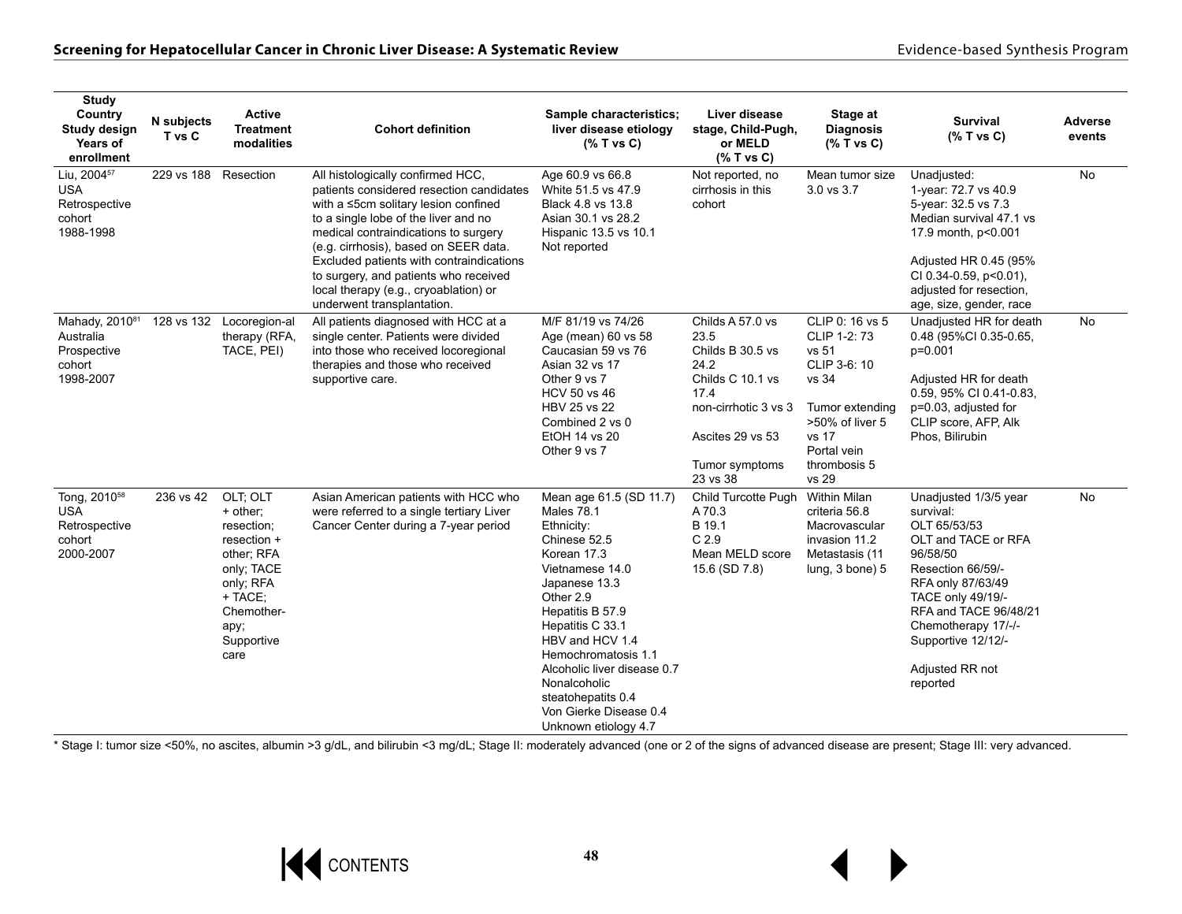| Study Country Study design Years of enrollment | N subjects T vs C | Active Treatment modalities | Cohort definition | Sample characteristics; liver disease etiology (% T vs C) | Liver disease stage, Child-Pugh, or MELD (% T vs C) | Stage at Diagnosis (% T vs C) | Survival (% T vs C) | Adverse events |
|---|---|---|---|---|---|---|---|---|
| Liu, 2004[57]<br>USA<br>Retrospective cohort<br>1988-1998 | 229 vs 188 | Resection | All histologically confirmed HCC, patients considered resection candidates with a ≤5cm solitary lesion confined to a single lobe of the liver and no medical contraindications to surgery (e.g. cirrhosis), based on SEER data. Excluded patients with contraindications to surgery, and patients who received local therapy (e.g., cryoablation) or underwent transplantation. | Age 60.9 vs 66.8<br>White 51.5 vs 47.9<br>Black 4.8 vs 13.8<br>Asian 30.1 vs 28.2<br>Hispanic 13.5 vs 10.1<br>Not reported | Not reported, no cirrhosis in this cohort | Mean tumor size 3.0 vs 3.7 | Unadjusted:<br>1-year: 72.7 vs 40.9<br>5-year: 32.5 vs 7.3<br>Median survival 47.1 vs 17.9 month, p<0.001<br><br>Adjusted HR 0.45 (95% CI 0.34-0.59, p<0.01), adjusted for resection, age, size, gender, race | No |
| Mahady, 2010[81]<br>Australia<br>Prospective cohort<br>1998-2007 | 128 vs 132 | Locoregion-al therapy (RFA, TACE, PEI) | All patients diagnosed with HCC at a single center. Patients were divided into those who received locoregional therapies and those who received supportive care. | M/F 81/19 vs 74/26<br>Age (mean) 60 vs 58<br>Caucasian 59 vs 76<br>Asian 32 vs 17<br>Other 9 vs 7<br>HCV 50 vs 46<br>HBV 25 vs 22<br>Combined 2 vs 0<br>EtOH 14 vs 20<br>Other 9 vs 7 | Childs A 57.0 vs 23.5<br>Childs B 30.5 vs 24.2<br>Childs C 10.1 vs 17.4<br>non-cirrhotic 3 vs 3<br><br>Ascites 29 vs 53<br><br>Tumor symptoms 23 vs 38 | CLIP 0: 16 vs 5<br>CLIP 1-2: 73 vs 51<br>CLIP 3-6: 10 vs 34<br><br>Tumor extending >50% of liver 5 vs 17<br>Portal vein thrombosis 5 vs 29 | Unadjusted HR for death 0.48 (95%CI 0.35-0.65, p=0.001<br><br>Adjusted HR for death 0.59, 95% CI 0.41-0.83, p=0.03, adjusted for CLIP score, AFP, Alk Phos, Bilirubin | No |
| Tong, 2010[58]<br>USA<br>Retrospective cohort<br>2000-2007 | 236 vs 42 | OLT; OLT + other; resection; resection + other; RFA only; TACE only; RFA + TACE; Chemother-apy; Supportive care | Asian American patients with HCC who were referred to a single tertiary Liver Cancer Center during a 7-year period | Mean age 61.5 (SD 11.7)<br>Males 78.1<br>Ethnicity:<br>Chinese 52.5<br>Korean 17.3<br>Vietnamese 14.0<br>Japanese 13.3<br>Other 2.9<br>Hepatitis B 57.9<br>Hepatitis C 33.1<br>HBV and HCV 1.4<br>Hemochromatosis 1.1<br>Alcoholic liver disease 0.7<br>Nonalcoholic steatohepatits 0.4<br>Von Gierke Disease 0.4<br>Unknown etiology 4.7 | Child Turcotte Pugh<br>A 70.3<br>B 19.1<br>C 2.9<br>Mean MELD score 15.6 (SD 7.8) | Within Milan criteria 56.8<br>Macrovascular invasion 11.2<br>Metastasis (11 lung, 3 bone) 5 | Unadjusted 1/3/5 year survival:<br>OLT 65/53/53<br>OLT and TACE or RFA 96/58/50<br>Resection 66/59/-<br>RFA only 87/63/49<br>TACE only 49/19/-<br>RFA and TACE 96/48/21<br>Chemotherapy 17/-/-<br>Supportive 12/12/-<br><br>Adjusted RR not reported | No |

* Stage I: tumor size <50%, no ascites, albumin >3 g/dL, and bilirubin <3 mg/dL; Stage II: moderately advanced (one or 2 of the signs of advanced disease are present; Stage III: very advanced.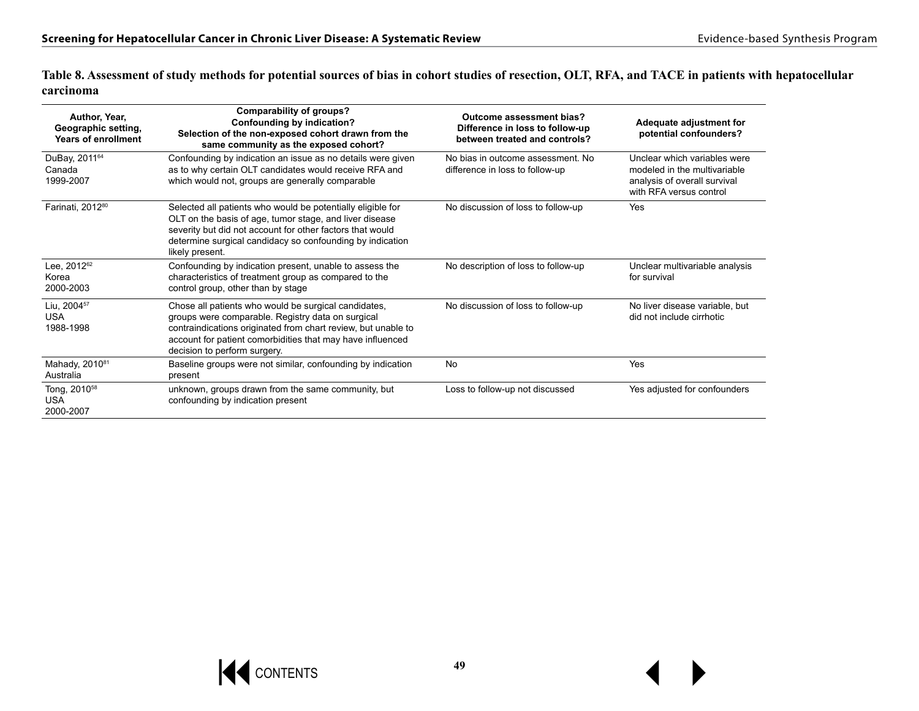**Table 8. Assessment of study methods for potential sources of bias in cohort studies of resection, OLT, RFA, and TACE in patients with hepatocellular carcinoma**

| Author, Year, Geographic setting, Years of enrollment | Comparability of groups? Confounding by indication? Selection of the non-exposed cohort drawn from the same community as the exposed cohort? | Outcome assessment bias? Difference in loss to follow-up between treated and controls? | Adequate adjustment for potential confounders? |
|---|---|---|---|
| DuBay, 2011[64] Canada 1999-2007 | Confounding by indication an issue as no details were given as to why certain OLT candidates would receive RFA and which would not, groups are generally comparable | No bias in outcome assessment. No difference in loss to follow-up | Unclear which variables were modeled in the multivariable analysis of overall survival with RFA versus control |
| Farinati, 2012[80] | Selected all patients who would be potentially eligible for OLT on the basis of age, tumor stage, and liver disease severity but did not account for other factors that would determine surgical candidacy so confounding by indication likely present. | No discussion of loss to follow-up | Yes |
| Lee, 2012[62] Korea 2000-2003 | Confounding by indication present, unable to assess the characteristics of treatment group as compared to the control group, other than by stage | No description of loss to follow-up | Unclear multivariable analysis for survival |
| Liu, 2004[57] USA 1988-1998 | Chose all patients who would be surgical candidates, groups were comparable. Registry data on surgical contraindications originated from chart review, but unable to account for patient comorbidities that may have influenced decision to perform surgery. | No discussion of loss to follow-up | No liver disease variable, but did not include cirrhotic |
| Mahady, 2010[81] Australia | Baseline groups were not similar, confounding by indication present | No | Yes |
| Tong, 2010[58] USA 2000-2007 | unknown, groups drawn from the same community, but confounding by indication present | Loss to follow-up not discussed | Yes adjusted for confounders |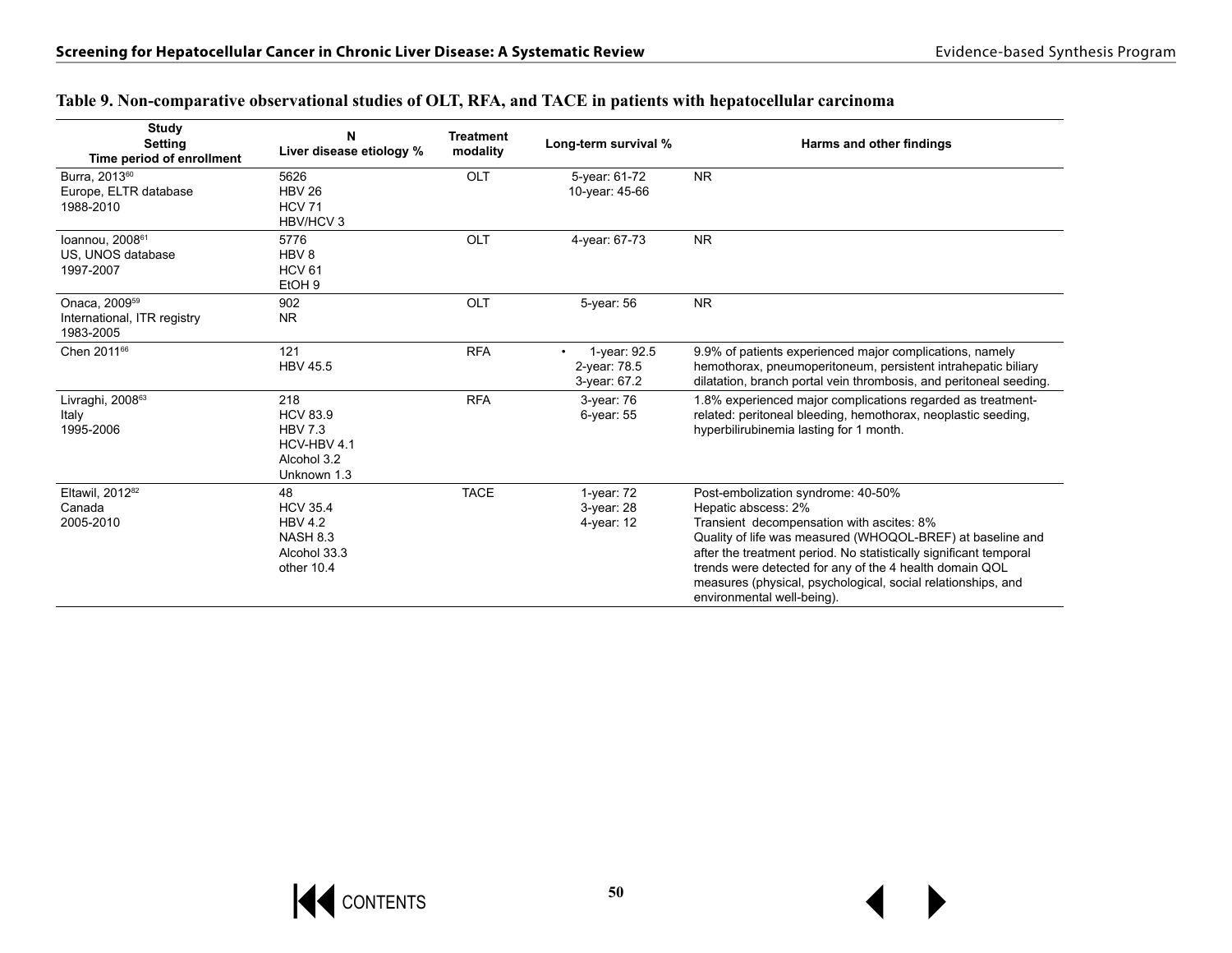**Table 9. Non-comparative observational studies of OLT, RFA, and TACE in patients with hepatocellular carcinoma**

| Study<br>Setting<br>Time period of enrollment | N<br>Liver disease etiology % | Treatment modality | Long-term survival % | Harms and other findings |
|---|---|---|---|---|
| Burra, 2013[60]<br>Europe, ELTR database<br>1988-2010 | 5626<br>HBV 26<br>HCV 71<br>HBV/HCV 3 | OLT | 5-year: 61-72<br>10-year: 45-66 | NR |
| Ioannou, 2008[61]<br>US, UNOS database<br>1997-2007 | 5776<br>HBV 8<br>HCV 61<br>EtOH 9 | OLT | 4-year: 67-73 | NR |
| Onaca, 2009[59]<br>International, ITR registry<br>1983-2005 | 902<br>NR | OLT | 5-year: 56 | NR |
| Chen 2011[66] | 121<br>HBV 45.5 | RFA | • 1-year: 92.5<br>2-year: 78.5<br>3-year: 67.2 | 9.9% of patients experienced major complications, namely hemothorax, pneumoperitoneum, persistent intrahepatic biliary dilatation, branch portal vein thrombosis, and peritoneal seeding. |
| Livraghi, 2008[63]<br>Italy<br>1995-2006 | 218<br>HCV 83.9<br>HBV 7.3<br>HCV-HBV 4.1<br>Alcohol 3.2<br>Unknown 1.3 | RFA | 3-year: 76<br>6-year: 55 | 1.8% experienced major complications regarded as treatment-related: peritoneal bleeding, hemothorax, neoplastic seeding, hyperbilirubinemia lasting for 1 month. |
| Eltawil, 2012[82]<br>Canada<br>2005-2010 | 48<br>HCV 35.4<br>HBV 4.2<br>NASH 8.3<br>Alcohol 33.3<br>other 10.4 | TACE | 1-year: 72<br>3-year: 28<br>4-year: 12 | Post-embolization syndrome: 40-50%<br>Hepatic abscess: 2%<br>Transient decompensation with ascites: 8%<br>Quality of life was measured (WHOQOL-BREF) at baseline and after the treatment period. No statistically significant temporal trends were detected for any of the 4 health domain QOL measures (physical, psychological, social relationships, and environmental well-being). |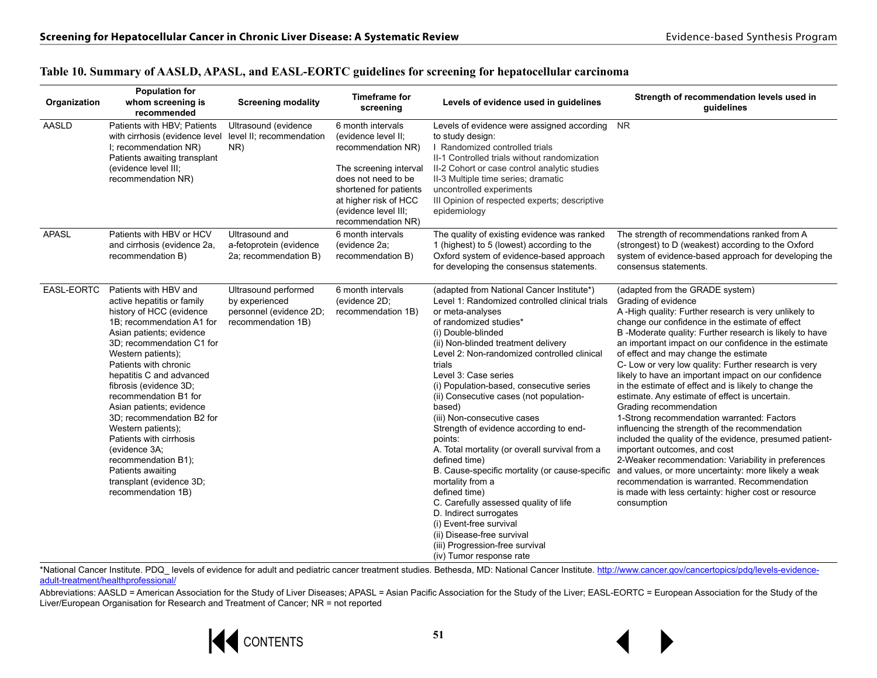**Table 10. Summary of AASLD, APASL, and EASL-EORTC guidelines for screening for hepatocellular carcinoma**

| Organization | Population for whom screening is recommended | Screening modality | Timeframe for screening | Levels of evidence used in guidelines | Strength of recommendation levels used in guidelines |
|---|---|---|---|---|---|
| AASLD | Patients with HBV; Patients with cirrhosis (evidence level I; recommendation NR) Patients awaiting transplant (evidence level III; recommendation NR) | Ultrasound (evidence level II; recommendation NR) | 6 month intervals (evidence level II; recommendation NR) The screening interval does not need to be shortened for patients at higher risk of HCC (evidence level III; recommendation NR) | Levels of evidence were assigned according to study design: I Randomized controlled trials II-1 Controlled trials without randomization II-2 Cohort or case control analytic studies II-3 Multiple time series; dramatic uncontrolled experiments III Opinion of respected experts; descriptive epidemiology | NR |
| APASL | Patients with HBV or HCV and cirrhosis (evidence 2a, recommendation B) | Ultrasound and a-fetoprotein (evidence 2a; recommendation B) | 6 month intervals (evidence 2a; recommendation B) | The quality of existing evidence was ranked 1 (highest) to 5 (lowest) according to the Oxford system of evidence-based approach for developing the consensus statements. | The strength of recommendations ranked from A (strongest) to D (weakest) according to the Oxford system of evidence-based approach for developing the consensus statements. |
| EASL-EORTC | Patients with HBV and active hepatitis or family history of HCC (evidence 1B; recommendation A1 for Asian patients; evidence 3D; recommendation C1 for Western patients); Patients with chronic hepatitis C and advanced fibrosis (evidence 3D; recommendation B1 for Asian patients; evidence 3D; recommendation B2 for Western patients); Patients with cirrhosis (evidence 3A; recommendation B1); Patients awaiting transplant (evidence 3D; recommendation 1B) | Ultrasound performed by experienced personnel (evidence 2D; recommendation 1B) | 6 month intervals (evidence 2D; recommendation 1B) | (adapted from National Cancer Institute*) Level 1: Randomized controlled clinical trials or meta-analyses of randomized studies* (i) Double-blinded (ii) Non-blinded treatment delivery Level 2: Non-randomized controlled clinical trials Level 3: Case series (i) Population-based, consecutive series (ii) Consecutive cases (not population-based) (iii) Non-consecutive cases Strength of evidence according to end-points: A. Total mortality (or overall survival from a defined time) B. Cause-specific mortality (or cause-specific mortality from a defined time) C. Carefully assessed quality of life D. Indirect surrogates (i) Event-free survival (ii) Disease-free survival (iii) Progression-free survival (iv) Tumor response rate | (adapted from the GRADE system) Grading of evidence A -High quality: Further research is very unlikely to change our confidence in the estimate of effect B -Moderate quality: Further research is likely to have an important impact on our confidence in the estimate of effect and may change the estimate C- Low or very low quality: Further research is very likely to have an important impact on our confidence in the estimate of effect and is likely to change the estimate. Any estimate of effect is uncertain. Grading recommendation 1-Strong recommendation warranted: Factors influencing the strength of the recommendation included the quality of the evidence, presumed patient-important outcomes, and cost 2-Weaker recommendation: Variability in preferences and values, or more uncertainty: more likely a weak recommendation is warranted. Recommendation is made with less certainty: higher cost or resource consumption |

*National Cancer Institute. PDQ_ levels of evidence for adult and pediatric cancer treatment studies. Bethesda, MD: National Cancer Institute. http://www.cancer.gov/cancertopics/pdq/levels-evidence-adult-treatment/healthprofessional/

Abbreviations: AASLD = American Association for the Study of Liver Diseases; APASL = Asian Pacific Association for the Study of the Liver; EASL-EORTC = European Association for the Study of the Liver/European Organisation for Research and Treatment of Cancer; NR = not reported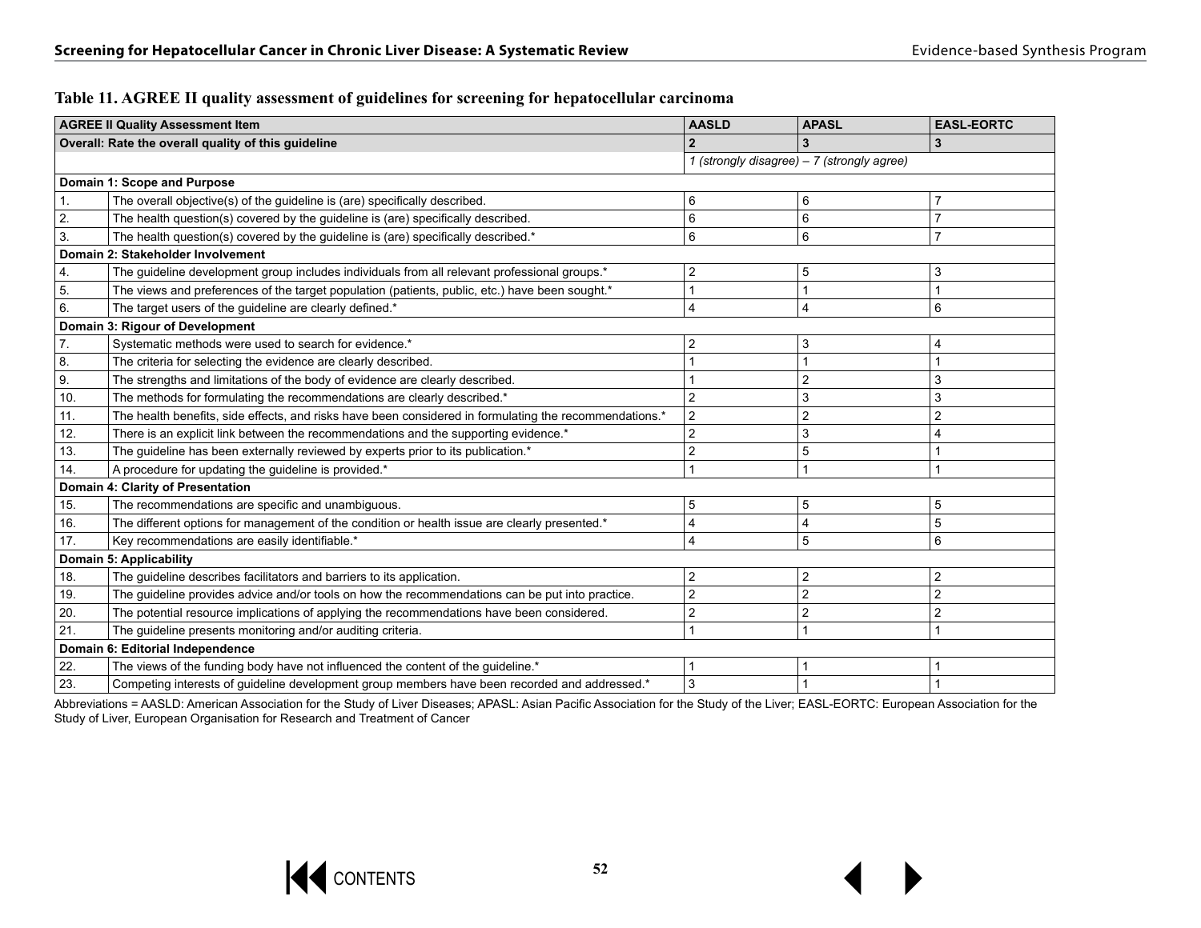**Table 11. AGREE II quality assessment of guidelines for screening for hepatocellular carcinoma**

| AGREE II Quality Assessment Item | | AASLD | APASL | EASL-EORTC |
|---|---|---|---|---|
| **Overall: Rate the overall quality of this guideline** | | **2** | **3** | **3** |
| | | *1 (strongly disagree) – 7 (strongly agree)* | | |
| **Domain 1: Scope and Purpose** | | | | |
| 1. | The overall objective(s) of the guideline is (are) specifically described. | 6 | 6 | 7 |
| 2. | The health question(s) covered by the guideline is (are) specifically described. | 6 | 6 | 7 |
| 3. | The health question(s) covered by the guideline is (are) specifically described.* | 6 | 6 | 7 |
| **Domain 2: Stakeholder Involvement** | | | | |
| 4. | The guideline development group includes individuals from all relevant professional groups.* | 2 | 5 | 3 |
| 5. | The views and preferences of the target population (patients, public, etc.) have been sought.* | 1 | 1 | 1 |
| 6. | The target users of the guideline are clearly defined.* | 4 | 4 | 6 |
| **Domain 3: Rigour of Development** | | | | |
| 7. | Systematic methods were used to search for evidence.* | 2 | 3 | 4 |
| 8. | The criteria for selecting the evidence are clearly described. | 1 | 1 | 1 |
| 9. | The strengths and limitations of the body of evidence are clearly described. | 1 | 2 | 3 |
| 10. | The methods for formulating the recommendations are clearly described.* | 2 | 3 | 3 |
| 11. | The health benefits, side effects, and risks have been considered in formulating the recommendations.* | 2 | 2 | 2 |
| 12. | There is an explicit link between the recommendations and the supporting evidence.* | 2 | 3 | 4 |
| 13. | The guideline has been externally reviewed by experts prior to its publication.* | 2 | 5 | 1 |
| 14. | A procedure for updating the guideline is provided.* | 1 | 1 | 1 |
| **Domain 4: Clarity of Presentation** | | | | |
| 15. | The recommendations are specific and unambiguous. | 5 | 5 | 5 |
| 16. | The different options for management of the condition or health issue are clearly presented.* | 4 | 4 | 5 |
| 17. | Key recommendations are easily identifiable.* | 4 | 5 | 6 |
| **Domain 5: Applicability** | | | | |
| 18. | The guideline describes facilitators and barriers to its application. | 2 | 2 | 2 |
| 19. | The guideline provides advice and/or tools on how the recommendations can be put into practice. | 2 | 2 | 2 |
| 20. | The potential resource implications of applying the recommendations have been considered. | 2 | 2 | 2 |
| 21. | The guideline presents monitoring and/or auditing criteria. | 1 | 1 | 1 |
| **Domain 6: Editorial Independence** | | | | |
| 22. | The views of the funding body have not influenced the content of the guideline.* | 1 | 1 | 1 |
| 23. | Competing interests of guideline development group members have been recorded and addressed.* | 3 | 1 | 1 |

Abbreviations = AASLD: American Association for the Study of Liver Diseases; APASL: Asian Pacific Association for the Study of the Liver; EASL-EORTC: European Association for the Study of Liver, European Organisation for Research and Treatment of Cancer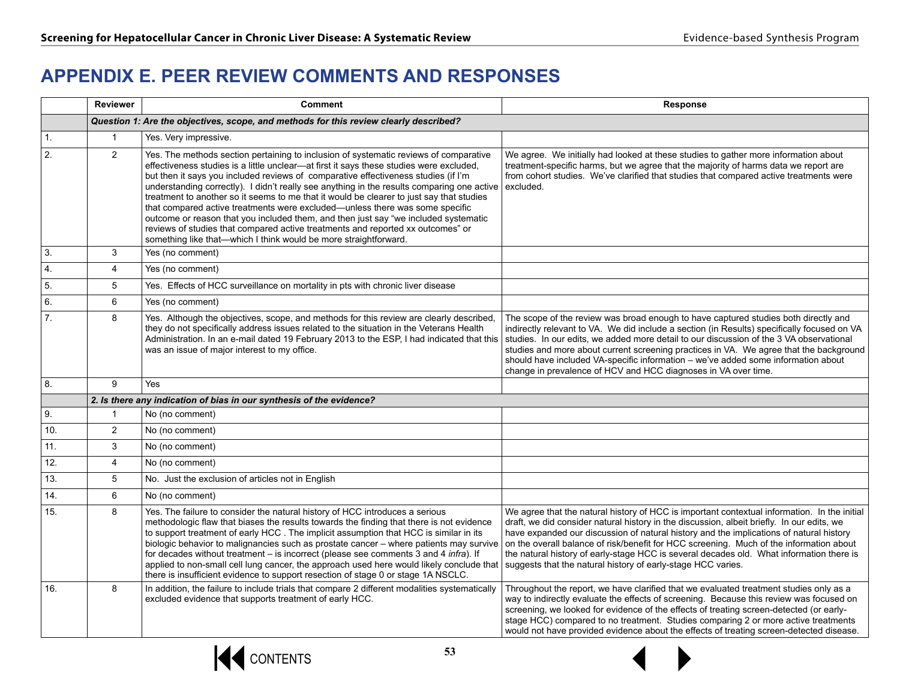# APPENDIX E. PEER REVIEW COMMENTS AND RESPONSES

| | Reviewer | Comment | Response |
|---|---|---|---|
| | ***Question 1: Are the objectives, scope, and methods for this review clearly described?*** | | |
| 1. | 1 | Yes. Very impressive. | |
| 2. | 2 | Yes. The methods section pertaining to inclusion of systematic reviews of comparative effectiveness studies is a little unclear—at first it says these studies were excluded, but then it says you included reviews of comparative effectiveness studies (if I'm understanding correctly). I didn't really see anything in the results comparing one active treatment to another so it seems to me that it would be clearer to just say that studies that compared active treatments were excluded—unless there was some specific outcome or reason that you included them, and then just say "we included systematic reviews of studies that compared active treatments and reported xx outcomes" or something like that—which I think would be more straightforward. | We agree. We initially had looked at these studies to gather more information about treatment-specific harms, but we agree that the majority of harms data we report are from cohort studies. We've clarified that studies that compared active treatments were excluded. |
| 3. | 3 | Yes (no comment) | |
| 4. | 4 | Yes (no comment) | |
| 5. | 5 | Yes. Effects of HCC surveillance on mortality in pts with chronic liver disease | |
| 6. | 6 | Yes (no comment) | |
| 7. | 8 | Yes. Although the objectives, scope, and methods for this review are clearly described, they do not specifically address issues related to the situation in the Veterans Health Administration. In an e-mail dated 19 February 2013 to the ESP, I had indicated that this was an issue of major interest to my office. | The scope of the review was broad enough to have captured studies both directly and indirectly relevant to VA. We did include a section (in Results) specifically focused on VA studies. In our edits, we added more detail to our discussion of the 3 VA observational studies and more about current screening practices in VA. We agree that the background should have included VA-specific information – we've added some information about change in prevalence of HCV and HCC diagnoses in VA over time. |
| 8. | 9 | Yes | |
| | ***2. Is there any indication of bias in our synthesis of the evidence?*** | | |
| 9. | 1 | No (no comment) | |
| 10. | 2 | No (no comment) | |
| 11. | 3 | No (no comment) | |
| 12. | 4 | No (no comment) | |
| 13. | 5 | No. Just the exclusion of articles not in English | |
| 14. | 6 | No (no comment) | |
| 15. | 8 | Yes. The failure to consider the natural history of HCC introduces a serious methodologic flaw that biases the results towards the finding that there is not evidence to support treatment of early HCC . The implicit assumption that HCC is similar in its biologic behavior to malignancies such as prostate cancer – where patients may survive for decades without treatment – is incorrect (please see comments 3 and 4 *infra*). If applied to non-small cell lung cancer, the approach used here would likely conclude that there is insufficient evidence to support resection of stage 0 or stage 1A NSCLC. | We agree that the natural history of HCC is important contextual information. In the initial draft, we did consider natural history in the discussion, albeit briefly. In our edits, we have expanded our discussion of natural history and the implications of natural history on the overall balance of risk/benefit for HCC screening. Much of the information about the natural history of early-stage HCC is several decades old. What information there is suggests that the natural history of early-stage HCC varies. |
| 16. | 8 | In addition, the failure to include trials that compare 2 different modalities systematically excluded evidence that supports treatment of early HCC. | Throughout the report, we have clarified that we evaluated treatment studies only as a way to indirectly evaluate the effects of screening. Because this review was focused on screening, we looked for evidence of the effects of treating screen-detected (or early-stage HCC) compared to no treatment. Studies comparing 2 or more active treatments would not have provided evidence about the effects of treating screen-detected disease. |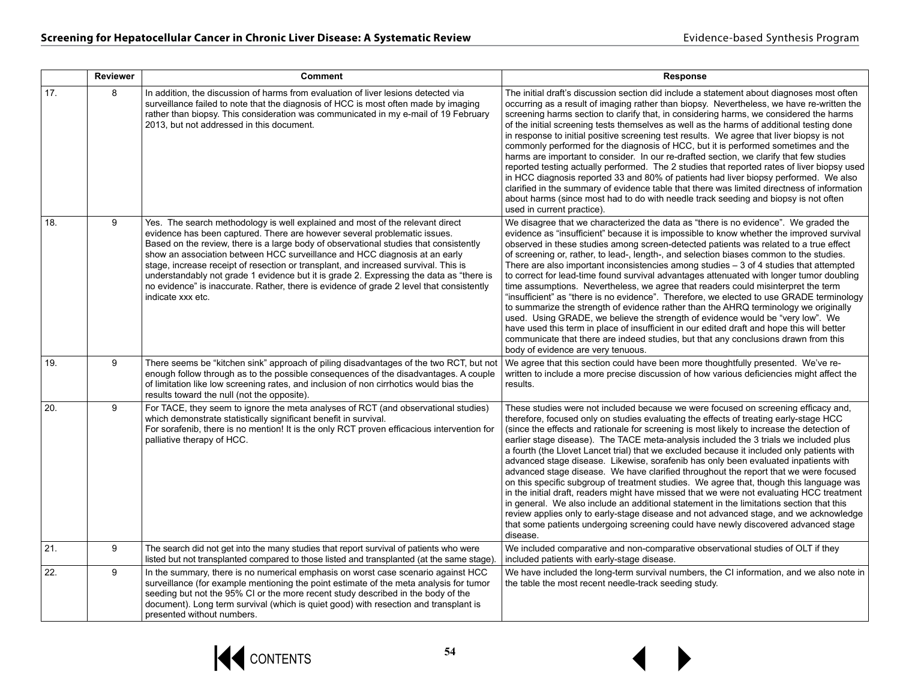|  | Reviewer | Comment | Response |
|---|---|---|---|
| 17. | 8 | In addition, the discussion of harms from evaluation of liver lesions detected via surveillance failed to note that the diagnosis of HCC is most often made by imaging rather than biopsy. This consideration was communicated in my e-mail of 19 February 2013, but not addressed in this document. | The initial draft's discussion section did include a statement about diagnoses most often occurring as a result of imaging rather than biopsy. Nevertheless, we have re-written the screening harms section to clarify that, in considering harms, we considered the harms of the initial screening tests themselves as well as the harms of additional testing done in response to initial positive screening test results. We agree that liver biopsy is not commonly performed for the diagnosis of HCC, but it is performed sometimes and the harms are important to consider. In our re-drafted section, we clarify that few studies reported testing actually performed. The 2 studies that reported rates of liver biopsy used in HCC diagnosis reported 33 and 80% of patients had liver biopsy performed. We also clarified in the summary of evidence table that there was limited directness of information about harms (since most had to do with needle track seeding and biopsy is not often used in current practice). |
| 18. | 9 | Yes. The search methodology is well explained and most of the relevant direct evidence has been captured. There are however several problematic issues. Based on the review, there is a large body of observational studies that consistently show an association between HCC surveillance and HCC diagnosis at an early stage, increase receipt of resection or transplant, and increased survival. This is understandably not grade 1 evidence but it is grade 2. Expressing the data as "there is no evidence" is inaccurate. Rather, there is evidence of grade 2 level that consistently indicate xxx etc. | We disagree that we characterized the data as "there is no evidence". We graded the evidence as "insufficient" because it is impossible to know whether the improved survival observed in these studies among screen-detected patients was related to a true effect of screening or, rather, to lead-, length-, and selection biases common to the studies. There are also important inconsistencies among studies – 3 of 4 studies that attempted to correct for lead-time found survival advantages attenuated with longer tumor doubling time assumptions. Nevertheless, we agree that readers could misinterpret the term "insufficient" as "there is no evidence". Therefore, we elected to use GRADE terminology to summarize the strength of evidence rather than the AHRQ terminology we originally used. Using GRADE, we believe the strength of evidence would be "very low". We have used this term in place of insufficient in our edited draft and hope this will better communicate that there are indeed studies, but that any conclusions drawn from this body of evidence are very tenuous. |
| 19. | 9 | There seems be "kitchen sink" approach of piling disadvantages of the two RCT, but not enough follow through as to the possible consequences of the disadvantages. A couple of limitation like low screening rates, and inclusion of non cirrhotics would bias the results toward the null (not the opposite). | We agree that this section could have been more thoughtfully presented. We've re-written to include a more precise discussion of how various deficiencies might affect the results. |
| 20. | 9 | For TACE, they seem to ignore the meta analyses of RCT (and observational studies) which demonstrate statistically significant benefit in survival.<br>For sorafenib, there is no mention! It is the only RCT proven efficacious intervention for palliative therapy of HCC. | These studies were not included because we were focused on screening efficacy and, therefore, focused only on studies evaluating the effects of treating early-stage HCC (since the effects and rationale for screening is most likely to increase the detection of earlier stage disease). The TACE meta-analysis included the 3 trials we included plus a fourth (the Llovet Lancet trial) that we excluded because it included only patients with advanced stage disease. Likewise, sorafenib has only been evaluated inpatients with advanced stage disease. We have clarified throughout the report that we were focused on this specific subgroup of treatment studies. We agree that, though this language was in the initial draft, readers might have missed that we were not evaluating HCC treatment in general. We also include an additional statement in the limitations section that this review applies only to early-stage disease and not advanced stage, and we acknowledge that some patients undergoing screening could have newly discovered advanced stage disease. |
| 21. | 9 | The search did not get into the many studies that report survival of patients who were listed but not transplanted compared to those listed and transplanted (at the same stage). | We included comparative and non-comparative observational studies of OLT if they included patients with early-stage disease. |
| 22. | 9 | In the summary, there is no numerical emphasis on worst case scenario against HCC surveillance (for example mentioning the point estimate of the meta analysis for tumor seeding but not the 95% CI or the more recent study described in the body of the document). Long term survival (which is quiet good) with resection and transplant is presented without numbers. | We have included the long-term survival numbers, the CI information, and we also note in the table the most recent needle-track seeding study. |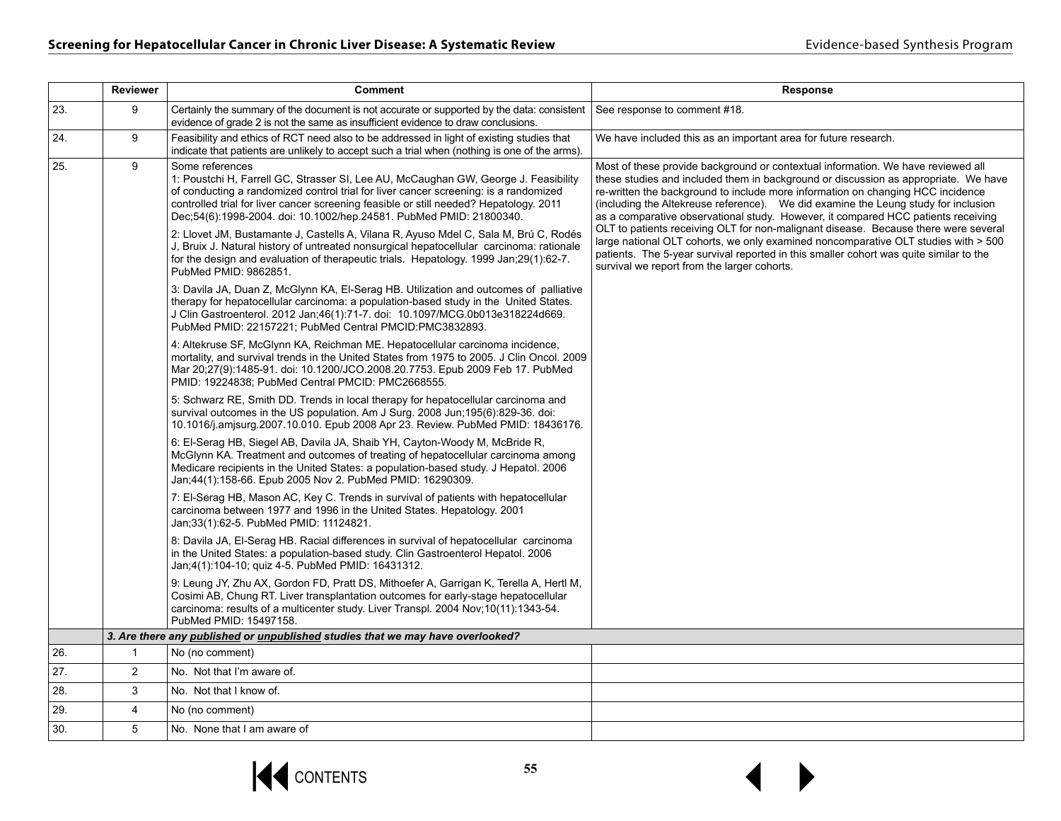| | Reviewer | Comment | Response |
|---|---|---|---|
| 23. | 9 | Certainly the summary of the document is not accurate or supported by the data: consistent evidence of grade 2 is not the same as insufficient evidence to draw conclusions. | See response to comment #18. |
| 24. | 9 | Feasibility and ethics of RCT need also to be addressed in light of existing studies that indicate that patients are unlikely to accept such a trial when (nothing is one of the arms). | We have included this as an important area for future research. |
| 25. | 9 | Some references<br>1: Poustchi H, Farrell GC, Strasser SI, Lee AU, McCaughan GW, George J. Feasibility of conducting a randomized control trial for liver cancer screening: is a randomized controlled trial for liver cancer screening feasible or still needed? Hepatology. 2011 Dec;54(6):1998-2004. doi: 10.1002/hep.24581. PubMed PMID: 21800340.<br>2: Llovet JM, Bustamante J, Castells A, Vilana R, Ayuso Mdel C, Sala M, Brú C, Rodés J, Bruix J. Natural history of untreated nonsurgical hepatocellular carcinoma: rationale for the design and evaluation of therapeutic trials. Hepatology. 1999 Jan;29(1):62-7. PubMed PMID: 9862851.<br>3: Davila JA, Duan Z, McGlynn KA, El-Serag HB. Utilization and outcomes of palliative therapy for hepatocellular carcinoma: a population-based study in the United States. J Clin Gastroenterol. 2012 Jan;46(1):71-7. doi: 10.1097/MCG.0b013e318224d669. PubMed PMID: 22157221; PubMed Central PMCID:PMC3832893.<br>4: Altekruse SF, McGlynn KA, Reichman ME. Hepatocellular carcinoma incidence, mortality, and survival trends in the United States from 1975 to 2005. J Clin Oncol. 2009 Mar 20;27(9):1485-91. doi: 10.1200/JCO.2008.20.7753. Epub 2009 Feb 17. PubMed PMID: 19224838; PubMed Central PMCID: PMC2668555.<br>5: Schwarz RE, Smith DD. Trends in local therapy for hepatocellular carcinoma and survival outcomes in the US population. Am J Surg. 2008 Jun;195(6):829-36. doi: 10.1016/j.amjsurg.2007.10.010. Epub 2008 Apr 23. Review. PubMed PMID: 18436176.<br>6: El-Serag HB, Siegel AB, Davila JA, Shaib YH, Cayton-Woody M, McBride R, McGlynn KA. Treatment and outcomes of treating of hepatocellular carcinoma among Medicare recipients in the United States: a population-based study. J Hepatol. 2006 Jan;44(1):158-66. Epub 2005 Nov 2. PubMed PMID: 16290309.<br>7: El-Serag HB, Mason AC, Key C. Trends in survival of patients with hepatocellular carcinoma between 1977 and 1996 in the United States. Hepatology. 2001 Jan;33(1):62-5. PubMed PMID: 11124821.<br>8: Davila JA, El-Serag HB. Racial differences in survival of hepatocellular carcinoma in the United States: a population-based study. Clin Gastroenterol Hepatol. 2006 Jan;4(1):104-10; quiz 4-5. PubMed PMID: 16431312.<br>9: Leung JY, Zhu AX, Gordon FD, Pratt DS, Mithoefer A, Garrigan K, Terella A, Hertl M, Cosimi AB, Chung RT. Liver transplantation outcomes for early-stage hepatocellular carcinoma: results of a multicenter study. Liver Transpl. 2004 Nov;10(11):1343-54. PubMed PMID: 15497158. | Most of these provide background or contextual information. We have reviewed all these studies and included them in background or discussion as appropriate. We have re-written the background to include more information on changing HCC incidence (including the Altekreuse reference). We did examine the Leung study for inclusion as a comparative observational study. However, it compared HCC patients receiving OLT to patients receiving OLT for non-malignant disease. Because there were several large national OLT cohorts, we only examined noncomparative OLT studies with > 500 patients. The 5-year survival reported in this smaller cohort was quite similar to the survival we report from the larger cohorts. |
| | ***3. Are there any published or unpublished studies that we may have overlooked?*** | | |
| 26. | 1 | No (no comment) | |
| 27. | 2 | No. Not that I'm aware of. | |
| 28. | 3 | No. Not that I know of. | |
| 29. | 4 | No (no comment) | |
| 30. | 5 | No. None that I am aware of | |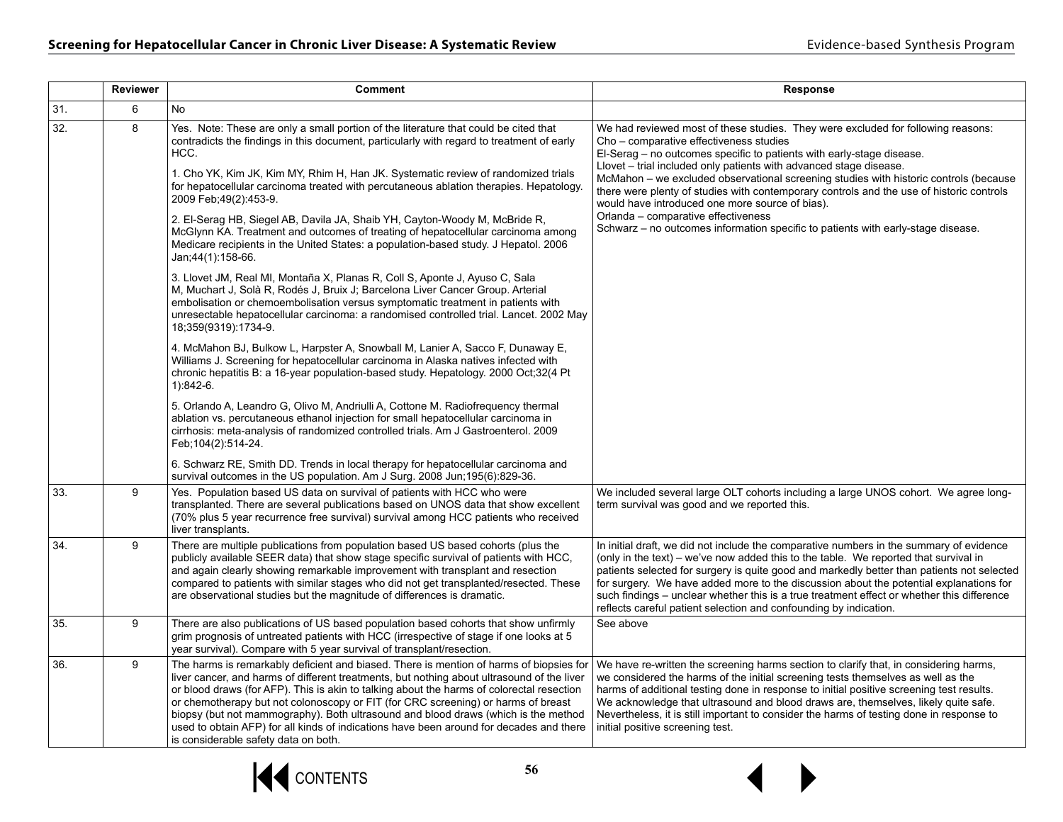| | Reviewer | Comment | Response |
|---|---|---|---|
| 31. | 6 | No | |
| 32. | 8 | Yes. Note: These are only a small portion of the literature that could be cited that contradicts the findings in this document, particularly with regard to treatment of early HCC.<br><br>1. Cho YK, Kim JK, Kim MY, Rhim H, Han JK. Systematic review of randomized trials for hepatocellular carcinoma treated with percutaneous ablation therapies. Hepatology. 2009 Feb;49(2):453-9.<br><br>2. El-Serag HB, Siegel AB, Davila JA, Shaib YH, Cayton-Woody M, McBride R, McGlynn KA. Treatment and outcomes of treating of hepatocellular carcinoma among Medicare recipients in the United States: a population-based study. J Hepatol. 2006 Jan;44(1):158-66.<br><br>3. Llovet JM, Real MI, Montaña X, Planas R, Coll S, Aponte J, Ayuso C, Sala M, Muchart J, Solà R, Rodés J, Bruix J; Barcelona Liver Cancer Group. Arterial embolisation or chemoembolisation versus symptomatic treatment in patients with unresectable hepatocellular carcinoma: a randomised controlled trial. Lancet. 2002 May 18;359(9319):1734-9.<br><br>4. McMahon BJ, Bulkow L, Harpster A, Snowball M, Lanier A, Sacco F, Dunaway E, Williams J. Screening for hepatocellular carcinoma in Alaska natives infected with chronic hepatitis B: a 16-year population-based study. Hepatology. 2000 Oct;32(4 Pt 1):842-6.<br><br>5. Orlando A, Leandro G, Olivo M, Andriulli A, Cottone M. Radiofrequency thermal ablation vs. percutaneous ethanol injection for small hepatocellular carcinoma in cirrhosis: meta-analysis of randomized controlled trials. Am J Gastroenterol. 2009 Feb;104(2):514-24.<br><br>6. Schwarz RE, Smith DD. Trends in local therapy for hepatocellular carcinoma and survival outcomes in the US population. Am J Surg. 2008 Jun;195(6):829-36. | We had reviewed most of these studies. They were excluded for following reasons:<br>Cho – comparative effectiveness studies<br>El-Serag – no outcomes specific to patients with early-stage disease.<br>Llovet – trial included only patients with advanced stage disease.<br>McMahon – we excluded observational screening studies with historic controls (because there were plenty of studies with contemporary controls and the use of historic controls would have introduced one more source of bias).<br>Orlanda – comparative effectiveness<br>Schwarz – no outcomes information specific to patients with early-stage disease. |
| 33. | 9 | Yes. Population based US data on survival of patients with HCC who were transplanted. There are several publications based on UNOS data that show excellent (70% plus 5 year recurrence free survival) survival among HCC patients who received liver transplants. | We included several large OLT cohorts including a large UNOS cohort. We agree long-term survival was good and we reported this. |
| 34. | 9 | There are multiple publications from population based US based cohorts (plus the publicly available SEER data) that show stage specific survival of patients with HCC, and again clearly showing remarkable improvement with transplant and resection compared to patients with similar stages who did not get transplanted/resected. These are observational studies but the magnitude of differences is dramatic. | In initial draft, we did not include the comparative numbers in the summary of evidence (only in the text) – we've now added this to the table. We reported that survival in patients selected for surgery is quite good and markedly better than patients not selected for surgery. We have added more to the discussion about the potential explanations for such findings – unclear whether this is a true treatment effect or whether this difference reflects careful patient selection and confounding by indication. |
| 35. | 9 | There are also publications of US based population based cohorts that show unfirmly grim prognosis of untreated patients with HCC (irrespective of stage if one looks at 5 year survival). Compare with 5 year survival of transplant/resection. | See above |
| 36. | 9 | The harms is remarkably deficient and biased. There is mention of harms of biopsies for liver cancer, and harms of different treatments, but nothing about ultrasound of the liver or blood draws (for AFP). This is akin to talking about the harms of colorectal resection or chemotherapy but not colonoscopy or FIT (for CRC screening) or harms of breast biopsy (but not mammography). Both ultrasound and blood draws (which is the method used to obtain AFP) for all kinds of indications have been around for decades and there is considerable safety data on both. | We have re-written the screening harms section to clarify that, in considering harms, we considered the harms of the initial screening tests themselves as well as the harms of additional testing done in response to initial positive screening test results. We acknowledge that ultrasound and blood draws are, themselves, likely quite safe. Nevertheless, it is still important to consider the harms of testing done in response to initial positive screening test. |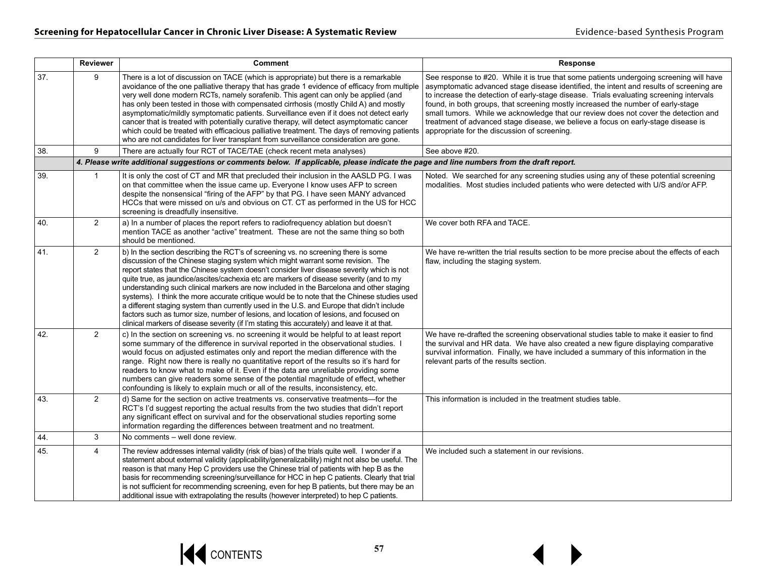| | Reviewer | Comment | Response |
|---|---|---|---|
| 37. | 9 | There is a lot of discussion on TACE (which is appropriate) but there is a remarkable avoidance of the one palliative therapy that has grade 1 evidence of efficacy from multiple very well done modern RCTs, namely sorafenib. This agent can only be applied (and has only been tested in those with compensated cirrhosis (mostly Child A) and mostly asymptomatic/mildly symptomatic patients. Surveillance even if it does not detect early cancer that is treated with potentially curative therapy, will detect asymptomatic cancer which could be treated with efficacious palliative treatment. The days of removing patients who are not candidates for liver transplant from surveillance consideration are gone. | See response to #20. While it is true that some patients undergoing screening will have asymptomatic advanced stage disease identified, the intent and results of screening are to increase the detection of early-stage disease. Trials evaluating screening intervals found, in both groups, that screening mostly increased the number of early-stage small tumors. While we acknowledge that our review does not cover the detection and treatment of advanced stage disease, we believe a focus on early-stage disease is appropriate for the discussion of screening. |
| 38. | 9 | There are actually four RCT of TACE/TAE (check recent meta analyses) | See above #20. |
| | | ***4. Please write additional suggestions or comments below. If applicable, please indicate the page and line numbers from the draft report.*** | |
| 39. | 1 | It is only the cost of CT and MR that precluded their inclusion in the AASLD PG. I was on that committee when the issue came up. Everyone I know uses AFP to screen despite the nonsensical "firing of the AFP" by that PG. I have seen MANY advanced HCCs that were missed on u/s and obvious on CT. CT as performed in the US for HCC screening is dreadfully insensitive. | Noted. We searched for any screening studies using any of these potential screening modalities. Most studies included patients who were detected with U/S and/or AFP. |
| 40. | 2 | a) In a number of places the report refers to radiofrequency ablation but doesn't mention TACE as another "active" treatment. These are not the same thing so both should be mentioned. | We cover both RFA and TACE. |
| 41. | 2 | b) In the section describing the RCT's of screening vs. no screening there is some discussion of the Chinese staging system which might warrant some revision. The report states that the Chinese system doesn't consider liver disease severity which is not quite true, as jaundice/ascites/cachexia etc are markers of disease severity (and to my understanding such clinical markers are now included in the Barcelona and other staging systems). I think the more accurate critique would be to note that the Chinese studies used a different staging system than currently used in the U.S. and Europe that didn't include factors such as tumor size, number of lesions, and location of lesions, and focused on clinical markers of disease severity (if I'm stating this accurately) and leave it at that. | We have re-written the trial results section to be more precise about the effects of each flaw, including the staging system. |
| 42. | 2 | c) In the section on screening vs. no screening it would be helpful to at least report some summary of the difference in survival reported in the observational studies. I would focus on adjusted estimates only and report the median difference with the range. Right now there is really no quantitative report of the results so it's hard for readers to know what to make of it. Even if the data are unreliable providing some numbers can give readers some sense of the potential magnitude of effect, whether confounding is likely to explain much or all of the results, inconsistency, etc. | We have re-drafted the screening observational studies table to make it easier to find the survival and HR data. We have also created a new figure displaying comparative survival information. Finally, we have included a summary of this information in the relevant parts of the results section. |
| 43. | 2 | d) Same for the section on active treatments vs. conservative treatments—for the RCT's I'd suggest reporting the actual results from the two studies that didn't report any significant effect on survival and for the observational studies reporting some information regarding the differences between treatment and no treatment. | This information is included in the treatment studies table. |
| 44. | 3 | No comments – well done review. | |
| 45. | 4 | The review addresses internal validity (risk of bias) of the trials quite well. I wonder if a statement about external validity (applicability/generalizability) might not also be useful. The reason is that many Hep C providers use the Chinese trial of patients with hep B as the basis for recommending screening/surveillance for HCC in hep C patients. Clearly that trial is not sufficient for recommending screening, even for hep B patients, but there may be an additional issue with extrapolating the results (however interpreted) to hep C patients. | We included such a statement in our revisions. |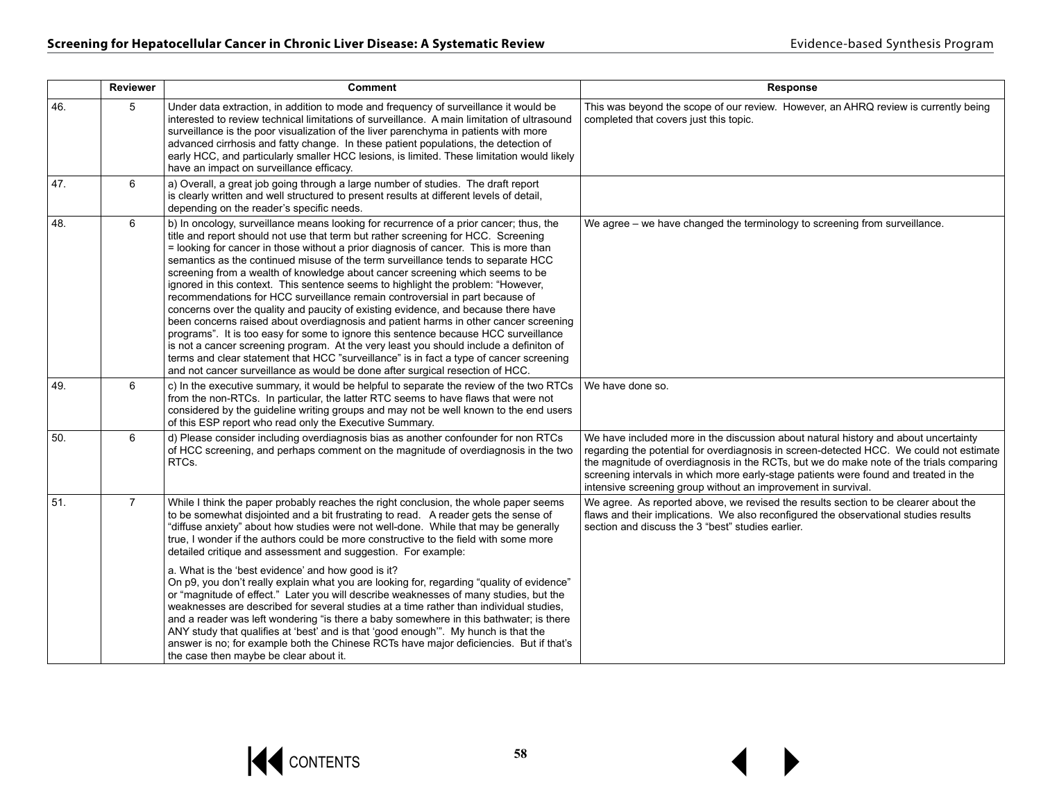| | Reviewer | Comment | Response |
|---|---|---|---|
| 46. | 5 | Under data extraction, in addition to mode and frequency of surveillance it would be interested to review technical limitations of surveillance. A main limitation of ultrasound surveillance is the poor visualization of the liver parenchyma in patients with more advanced cirrhosis and fatty change. In these patient populations, the detection of early HCC, and particularly smaller HCC lesions, is limited. These limitation would likely have an impact on surveillance efficacy. | This was beyond the scope of our review. However, an AHRQ review is currently being completed that covers just this topic. |
| 47. | 6 | a) Overall, a great job going through a large number of studies. The draft report is clearly written and well structured to present results at different levels of detail, depending on the reader's specific needs. | |
| 48. | 6 | b) In oncology, surveillance means looking for recurrence of a prior cancer; thus, the title and report should not use that term but rather screening for HCC. Screening = looking for cancer in those without a prior diagnosis of cancer. This is more than semantics as the continued misuse of the term surveillance tends to separate HCC screening from a wealth of knowledge about cancer screening which seems to be ignored in this context. This sentence seems to highlight the problem: "However, recommendations for HCC surveillance remain controversial in part because of concerns over the quality and paucity of existing evidence, and because there have been concerns raised about overdiagnosis and patient harms in other cancer screening programs". It is too easy for some to ignore this sentence because HCC surveillance is not a cancer screening program. At the very least you should include a definiton of terms and clear statement that HCC "surveillance" is in fact a type of cancer screening and not cancer surveillance as would be done after surgical resection of HCC. | We agree – we have changed the terminology to screening from surveillance. |
| 49. | 6 | c) In the executive summary, it would be helpful to separate the review of the two RTCs from the non-RTCs. In particular, the latter RTC seems to have flaws that were not considered by the guideline writing groups and may not be well known to the end users of this ESP report who read only the Executive Summary. | We have done so. |
| 50. | 6 | d) Please consider including overdiagnosis bias as another confounder for non RTCs of HCC screening, and perhaps comment on the magnitude of overdiagnosis in the two RTCs. | We have included more in the discussion about natural history and about uncertainty regarding the potential for overdiagnosis in screen-detected HCC. We could not estimate the magnitude of overdiagnosis in the RCTs, but we do make note of the trials comparing screening intervals in which more early-stage patients were found and treated in the intensive screening group without an improvement in survival. |
| 51. | 7 | While I think the paper probably reaches the right conclusion, the whole paper seems to be somewhat disjointed and a bit frustrating to read. A reader gets the sense of "diffuse anxiety" about how studies were not well-done. While that may be generally true, I wonder if the authors could be more constructive to the field with some more detailed critique and assessment and suggestion. For example:<br><br>a. What is the 'best evidence' and how good is it?<br>On p9, you don't really explain what you are looking for, regarding "quality of evidence" or "magnitude of effect." Later you will describe weaknesses of many studies, but the weaknesses are described for several studies at a time rather than individual studies, and a reader was left wondering "is there a baby somewhere in this bathwater; is there ANY study that qualifies at 'best' and is that 'good enough'". My hunch is that the answer is no; for example both the Chinese RCTs have major deficiencies. But if that's the case then maybe be clear about it. | We agree. As reported above, we revised the results section to be clearer about the flaws and their implications. We also reconfigured the observational studies results section and discuss the 3 "best" studies earlier. |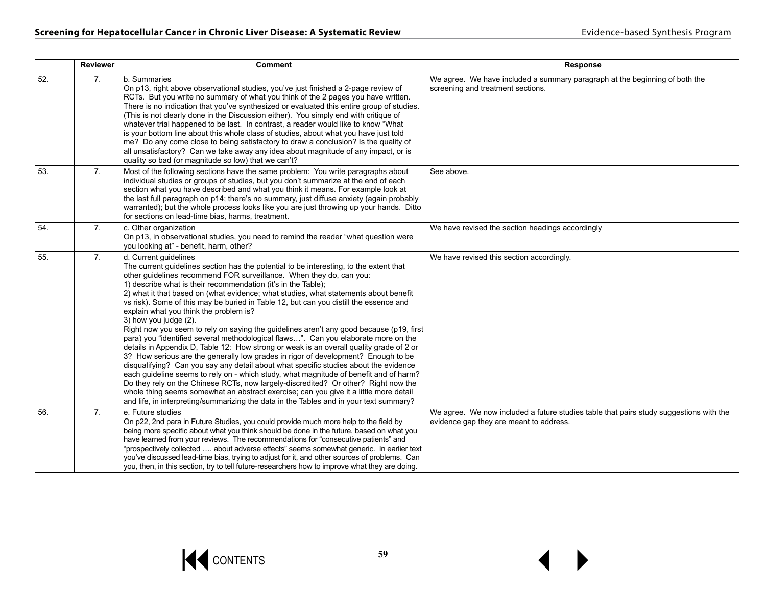|  | Reviewer | Comment | Response |
|---|---|---|---|
| 52. | 7. | b. Summaries<br>On p13, right above observational studies, you've just finished a 2-page review of RCTs. But you write no summary of what you think of the 2 pages you have written. There is no indication that you've synthesized or evaluated this entire group of studies. (This is not clearly done in the Discussion either). You simply end with critique of whatever trial happened to be last. In contrast, a reader would like to know "What is your bottom line about this whole class of studies, about what you have just told me? Do any come close to being satisfactory to draw a conclusion? Is the quality of all unsatisfactory? Can we take away any idea about magnitude of any impact, or is quality so bad (or magnitude so low) that we can't? | We agree. We have included a summary paragraph at the beginning of both the screening and treatment sections. |
| 53. | 7. | Most of the following sections have the same problem: You write paragraphs about individual studies or groups of studies, but you don't summarize at the end of each section what you have described and what you think it means. For example look at the last full paragraph on p14; there's no summary, just diffuse anxiety (again probably warranted); but the whole process looks like you are just throwing up your hands. Ditto for sections on lead-time bias, harms, treatment. | See above. |
| 54. | 7. | c. Other organization<br>On p13, in observational studies, you need to remind the reader "what question were you looking at" - benefit, harm, other? | We have revised the section headings accordingly |
| 55. | 7. | d. Current guidelines<br>The current guidelines section has the potential to be interesting, to the extent that other guidelines recommend FOR surveillance. When they do, can you:<br>1) describe what is their recommendation (it's in the Table);<br>2) what it that based on (what evidence; what studies, what statements about benefit vs risk). Some of this may be buried in Table 12, but can you distill the essence and explain what you think the problem is?<br>3) how you judge (2).<br>Right now you seem to rely on saying the guidelines aren't any good because (p19, first para) you "identified several methodological flaws…". Can you elaborate more on the details in Appendix D, Table 12: How strong or weak is an overall quality grade of 2 or 3? How serious are the generally low grades in rigor of development? Enough to be disqualifying? Can you say any detail about what specific studies about the evidence each guideline seems to rely on - which study, what magnitude of benefit and of harm? Do they rely on the Chinese RCTs, now largely-discredited? Or other? Right now the whole thing seems somewhat an abstract exercise; can you give it a little more detail and life, in interpreting/summarizing the data in the Tables and in your text summary? | We have revised this section accordingly. |
| 56. | 7. | e. Future studies<br>On p22, 2nd para in Future Studies, you could provide much more help to the field by being more specific about what you think should be done in the future, based on what you have learned from your reviews. The recommendations for "consecutive patients" and "prospectively collected …. about adverse effects" seems somewhat generic. In earlier text you've discussed lead-time bias, trying to adjust for it, and other sources of problems. Can you, then, in this section, try to tell future-researchers how to improve what they are doing. | We agree. We now included a future studies table that pairs study suggestions with the evidence gap they are meant to address. |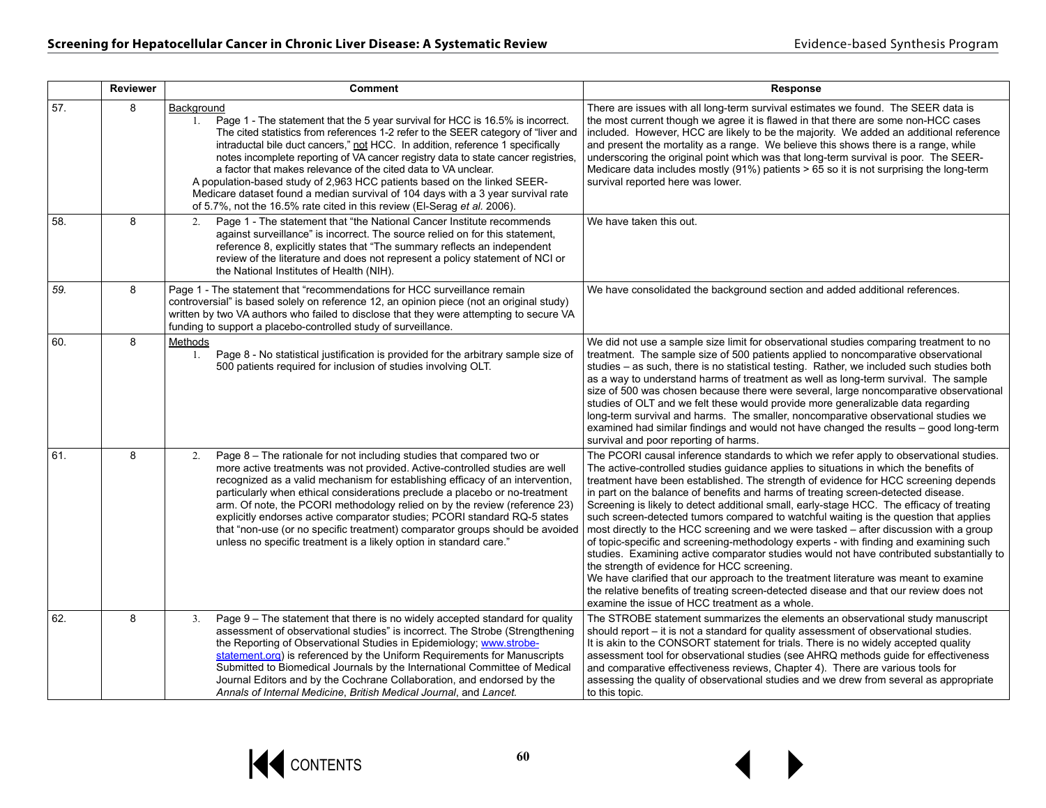| | Reviewer | Comment | Response |
|---|---|---|---|
| 57. | 8 | Background<br>1. Page 1 - The statement that the 5 year survival for HCC is 16.5% is incorrect. The cited statistics from references 1-2 refer to the SEER category of "liver and intraductal bile duct cancers," not HCC. In addition, reference 1 specifically notes incomplete reporting of VA cancer registry data to state cancer registries, a factor that makes relevance of the cited data to VA unclear.<br>A population-based study of 2,963 HCC patients based on the linked SEER-Medicare dataset found a median survival of 104 days with a 3 year survival rate of 5.7%, not the 16.5% rate cited in this review (El-Serag *et al.* 2006). | There are issues with all long-term survival estimates we found. The SEER data is the most current though we agree it is flawed in that there are some non-HCC cases included. However, HCC are likely to be the majority. We added an additional reference and present the mortality as a range. We believe this shows there is a range, while underscoring the original point which was that long-term survival is poor. The SEER-Medicare data includes mostly (91%) patients > 65 so it is not surprising the long-term survival reported here was lower. |
| 58. | 8 | 2. Page 1 - The statement that "the National Cancer Institute recommends against surveillance" is incorrect. The source relied on for this statement, reference 8, explicitly states that "The summary reflects an independent review of the literature and does not represent a policy statement of NCI or the National Institutes of Health (NIH). | We have taken this out. |
| *59.* | 8 | Page 1 - The statement that "recommendations for HCC surveillance remain controversial" is based solely on reference 12, an opinion piece (not an original study) written by two VA authors who failed to disclose that they were attempting to secure VA funding to support a placebo-controlled study of surveillance. | We have consolidated the background section and added additional references. |
| 60. | 8 | Methods<br>1. Page 8 - No statistical justification is provided for the arbitrary sample size of 500 patients required for inclusion of studies involving OLT. | We did not use a sample size limit for observational studies comparing treatment to no treatment. The sample size of 500 patients applied to noncomparative observational studies – as such, there is no statistical testing. Rather, we included such studies both as a way to understand harms of treatment as well as long-term survival. The sample size of 500 was chosen because there were several, large noncomparative observational studies of OLT and we felt these would provide more generalizable data regarding long-term survival and harms. The smaller, noncomparative observational studies we examined had similar findings and would not have changed the results – good long-term survival and poor reporting of harms. |
| 61. | 8 | 2. Page 8 – The rationale for not including studies that compared two or more active treatments was not provided. Active-controlled studies are well recognized as a valid mechanism for establishing efficacy of an intervention, particularly when ethical considerations preclude a placebo or no-treatment arm. Of note, the PCORI methodology relied on by the review (reference 23) explicitly endorses active comparator studies; PCORI standard RQ-5 states that "non-use (or no specific treatment) comparator groups should be avoided unless no specific treatment is a likely option in standard care." | The PCORI causal inference standards to which we refer apply to observational studies. The active-controlled studies guidance applies to situations in which the benefits of treatment have been established. The strength of evidence for HCC screening depends in part on the balance of benefits and harms of treating screen-detected disease. Screening is likely to detect additional small, early-stage HCC. The efficacy of treating such screen-detected tumors compared to watchful waiting is the question that applies most directly to the HCC screening and we were tasked – after discussion with a group of topic-specific and screening-methodology experts - with finding and examining such studies. Examining active comparator studies would not have contributed substantially to the strength of evidence for HCC screening.<br>We have clarified that our approach to the treatment literature was meant to examine the relative benefits of treating screen-detected disease and that our review does not examine the issue of HCC treatment as a whole. |
| 62. | 8 | 3. Page 9 – The statement that there is no widely accepted standard for quality assessment of observational studies" is incorrect. The Strobe (Strengthening the Reporting of Observational Studies in Epidemiology; www.strobe-statement.org) is referenced by the Uniform Requirements for Manuscripts Submitted to Biomedical Journals by the International Committee of Medical Journal Editors and by the Cochrane Collaboration, and endorsed by the *Annals of Internal Medicine*, *British Medical Journal*, and *Lancet*. | The STROBE statement summarizes the elements an observational study manuscript should report – it is not a standard for quality assessment of observational studies. It is akin to the CONSORT statement for trials. There is no widely accepted quality assessment tool for observational studies (see AHRQ methods guide for effectiveness and comparative effectiveness reviews, Chapter 4). There are various tools for assessing the quality of observational studies and we drew from several as appropriate to this topic. |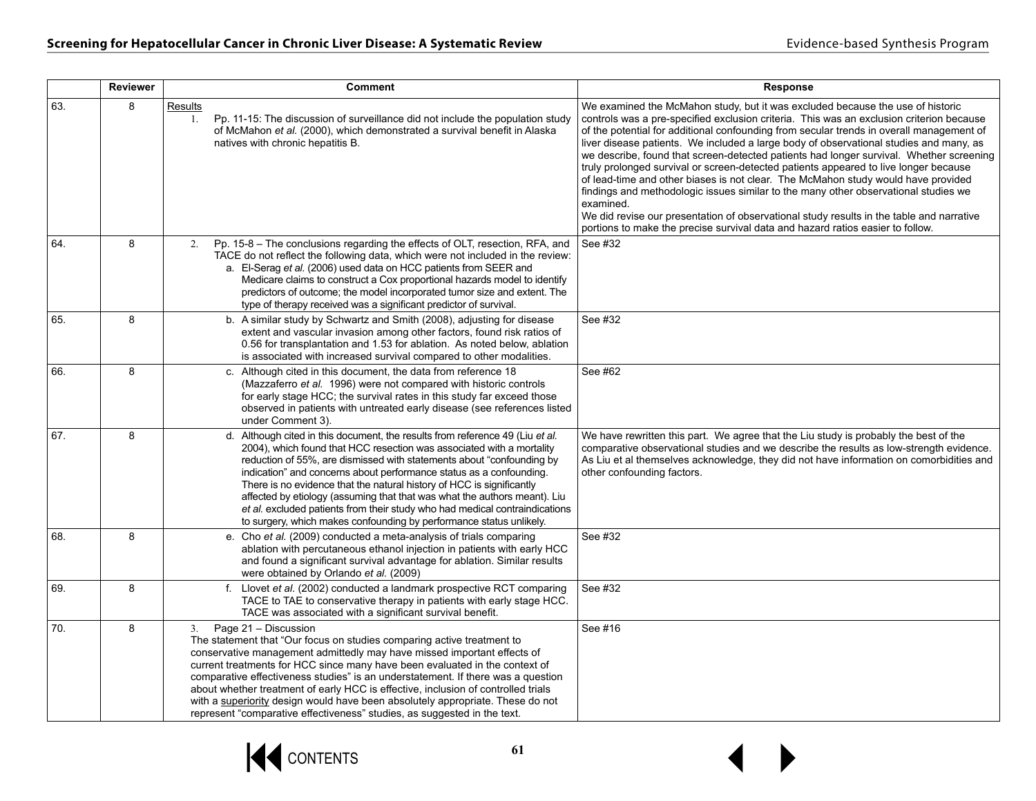| | Reviewer | Comment | Response |
|---|---|---|---|
| 63. | 8 | Results<br>1. Pp. 11-15: The discussion of surveillance did not include the population study of McMahon *et al.* (2000), which demonstrated a survival benefit in Alaska natives with chronic hepatitis B. | We examined the McMahon study, but it was excluded because the use of historic controls was a pre-specified exclusion criteria. This was an exclusion criterion because of the potential for additional confounding from secular trends in overall management of liver disease patients. We included a large body of observational studies and many, as we describe, found that screen-detected patients had longer survival. Whether screening truly prolonged survival or screen-detected patients appeared to live longer because of lead-time and other biases is not clear. The McMahon study would have provided findings and methodologic issues similar to the many other observational studies we examined.<br>We did revise our presentation of observational study results in the table and narrative portions to make the precise survival data and hazard ratios easier to follow. |
| 64. | 8 | 2. Pp. 15-8 – The conclusions regarding the effects of OLT, resection, RFA, and TACE do not reflect the following data, which were not included in the review:<br>a. El-Serag *et al.* (2006) used data on HCC patients from SEER and Medicare claims to construct a Cox proportional hazards model to identify predictors of outcome; the model incorporated tumor size and extent. The type of therapy received was a significant predictor of survival. | See #32 |
| 65. | 8 | b. A similar study by Schwartz and Smith (2008), adjusting for disease extent and vascular invasion among other factors, found risk ratios of 0.56 for transplantation and 1.53 for ablation. As noted below, ablation is associated with increased survival compared to other modalities. | See #32 |
| 66. | 8 | c. Although cited in this document, the data from reference 18 (Mazzaferro *et al.* 1996) were not compared with historic controls for early stage HCC; the survival rates in this study far exceed those observed in patients with untreated early disease (see references listed under Comment 3). | See #62 |
| 67. | 8 | d. Although cited in this document, the results from reference 49 (Liu *et al.* 2004), which found that HCC resection was associated with a mortality reduction of 55%, are dismissed with statements about "confounding by indication" and concerns about performance status as a confounding. There is no evidence that the natural history of HCC is significantly affected by etiology (assuming that that was what the authors meant). Liu *et al.* excluded patients from their study who had medical contraindications to surgery, which makes confounding by performance status unlikely. | We have rewritten this part. We agree that the Liu study is probably the best of the comparative observational studies and we describe the results as low-strength evidence. As Liu et al themselves acknowledge, they did not have information on comorbidities and other confounding factors. |
| 68. | 8 | e. Cho *et al.* (2009) conducted a meta-analysis of trials comparing ablation with percutaneous ethanol injection in patients with early HCC and found a significant survival advantage for ablation. Similar results were obtained by Orlando *et al.* (2009) | See #32 |
| 69. | 8 | f. Llovet *et al.* (2002) conducted a landmark prospective RCT comparing TACE to TAE to conservative therapy in patients with early stage HCC. TACE was associated with a significant survival benefit. | See #32 |
| 70. | 8 | 3. Page 21 – Discussion<br>The statement that "Our focus on studies comparing active treatment to conservative management admittedly may have missed important effects of current treatments for HCC since many have been evaluated in the context of comparative effectiveness studies" is an understatement. If there was a question about whether treatment of early HCC is effective, inclusion of controlled trials with a superiority design would have been absolutely appropriate. These do not represent "comparative effectiveness" studies, as suggested in the text. | See #16 |